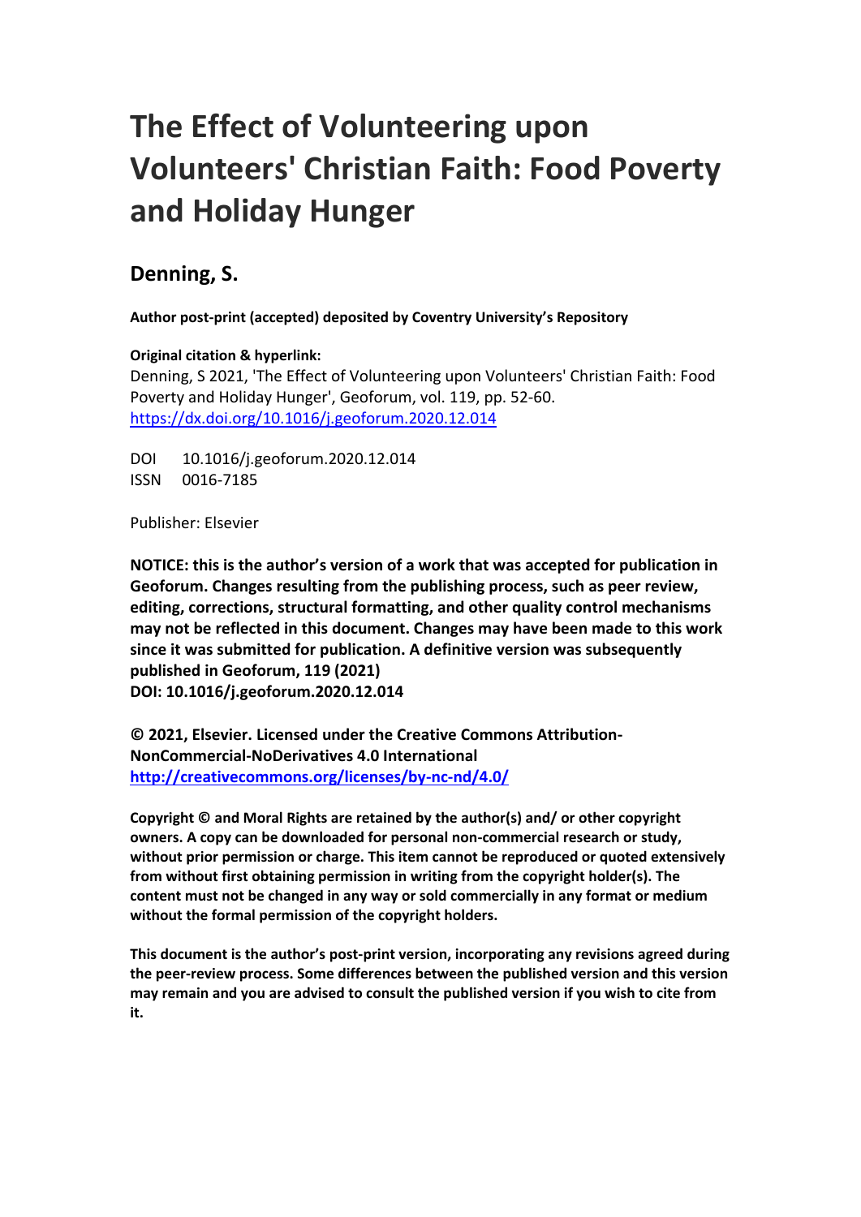# The Effect of Volunteering upon Volunteers' Christian Faith: Food Poverty and Holiday Hunger

## Denning, S.

**Author post-print (accepted) deposited by Coventry University's Repository**

**Original citation & hyperlink:**

Denning, S 2021, 'The Effect of Volunteering upon Volunteers' Christian Faith: Food Poverty and Holiday Hunger', Geoforum, vol. 119, pp. 52-60.
https://dx.doi.org/10.1016/j.geoforum.2020.12.014

DOI 10.1016/j.geoforum.2020.12.014
ISSN 0016-7185

Publisher: Elsevier

**NOTICE: this is the author's version of a work that was accepted for publication in Geoforum. Changes resulting from the publishing process, such as peer review, editing, corrections, structural formatting, and other quality control mechanisms may not be reflected in this document. Changes may have been made to this work since it was submitted for publication. A definitive version was subsequently published in Geoforum, 119 (2021)**
**DOI: 10.1016/j.geoforum.2020.12.014**

**© 2021, Elsevier. Licensed under the Creative Commons Attribution-NonCommercial-NoDerivatives 4.0 International**
**http://creativecommons.org/licenses/by-nc-nd/4.0/**

**Copyright © and Moral Rights are retained by the author(s) and/ or other copyright owners. A copy can be downloaded for personal non-commercial research or study, without prior permission or charge. This item cannot be reproduced or quoted extensively from without first obtaining permission in writing from the copyright holder(s). The content must not be changed in any way or sold commercially in any format or medium without the formal permission of the copyright holders.**

**This document is the author's post-print version, incorporating any revisions agreed during the peer-review process. Some differences between the published version and this version may remain and you are advised to consult the published version if you wish to cite from it.**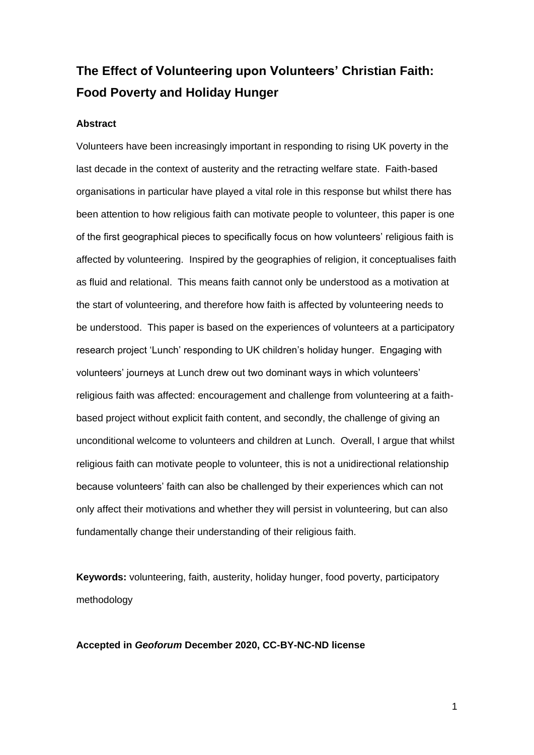# The Effect of Volunteering upon Volunteers' Christian Faith: Food Poverty and Holiday Hunger

## Abstract

Volunteers have been increasingly important in responding to rising UK poverty in the last decade in the context of austerity and the retracting welfare state. Faith-based organisations in particular have played a vital role in this response but whilst there has been attention to how religious faith can motivate people to volunteer, this paper is one of the first geographical pieces to specifically focus on how volunteers' religious faith is affected by volunteering. Inspired by the geographies of religion, it conceptualises faith as fluid and relational. This means faith cannot only be understood as a motivation at the start of volunteering, and therefore how faith is affected by volunteering needs to be understood. This paper is based on the experiences of volunteers at a participatory research project 'Lunch' responding to UK children's holiday hunger. Engaging with volunteers' journeys at Lunch drew out two dominant ways in which volunteers' religious faith was affected: encouragement and challenge from volunteering at a faith-based project without explicit faith content, and secondly, the challenge of giving an unconditional welcome to volunteers and children at Lunch. Overall, I argue that whilst religious faith can motivate people to volunteer, this is not a unidirectional relationship because volunteers' faith can also be challenged by their experiences which can not only affect their motivations and whether they will persist in volunteering, but can also fundamentally change their understanding of their religious faith.

**Keywords:** volunteering, faith, austerity, holiday hunger, food poverty, participatory methodology

**Accepted in *Geoforum* December 2020, CC-BY-NC-ND license**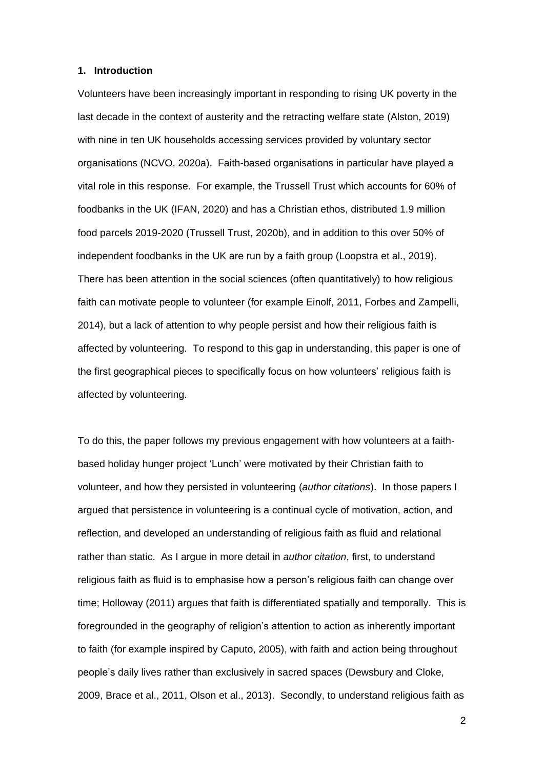## 1. Introduction

Volunteers have been increasingly important in responding to rising UK poverty in the last decade in the context of austerity and the retracting welfare state (Alston, 2019) with nine in ten UK households accessing services provided by voluntary sector organisations (NCVO, 2020a). Faith-based organisations in particular have played a vital role in this response. For example, the Trussell Trust which accounts for 60% of foodbanks in the UK (IFAN, 2020) and has a Christian ethos, distributed 1.9 million food parcels 2019-2020 (Trussell Trust, 2020b), and in addition to this over 50% of independent foodbanks in the UK are run by a faith group (Loopstra et al., 2019). There has been attention in the social sciences (often quantitatively) to how religious faith can motivate people to volunteer (for example Einolf, 2011, Forbes and Zampelli, 2014), but a lack of attention to why people persist and how their religious faith is affected by volunteering. To respond to this gap in understanding, this paper is one of the first geographical pieces to specifically focus on how volunteers' religious faith is affected by volunteering.

To do this, the paper follows my previous engagement with how volunteers at a faith-based holiday hunger project 'Lunch' were motivated by their Christian faith to volunteer, and how they persisted in volunteering (*author citations*). In those papers I argued that persistence in volunteering is a continual cycle of motivation, action, and reflection, and developed an understanding of religious faith as fluid and relational rather than static. As I argue in more detail in *author citation*, first, to understand religious faith as fluid is to emphasise how a person's religious faith can change over time; Holloway (2011) argues that faith is differentiated spatially and temporally. This is foregrounded in the geography of religion's attention to action as inherently important to faith (for example inspired by Caputo, 2005), with faith and action being throughout people's daily lives rather than exclusively in sacred spaces (Dewsbury and Cloke, 2009, Brace et al., 2011, Olson et al., 2013). Secondly, to understand religious faith as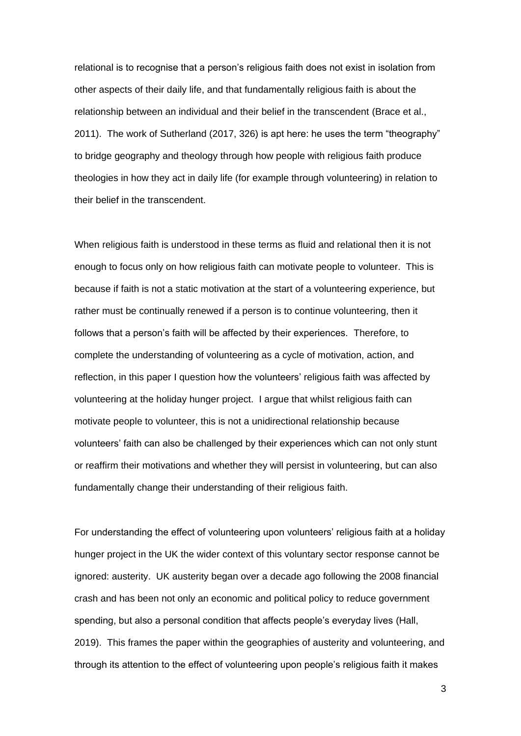relational is to recognise that a person's religious faith does not exist in isolation from other aspects of their daily life, and that fundamentally religious faith is about the relationship between an individual and their belief in the transcendent (Brace et al., 2011). The work of Sutherland (2017, 326) is apt here: he uses the term "theography" to bridge geography and theology through how people with religious faith produce theologies in how they act in daily life (for example through volunteering) in relation to their belief in the transcendent.

When religious faith is understood in these terms as fluid and relational then it is not enough to focus only on how religious faith can motivate people to volunteer. This is because if faith is not a static motivation at the start of a volunteering experience, but rather must be continually renewed if a person is to continue volunteering, then it follows that a person's faith will be affected by their experiences. Therefore, to complete the understanding of volunteering as a cycle of motivation, action, and reflection, in this paper I question how the volunteers' religious faith was affected by volunteering at the holiday hunger project. I argue that whilst religious faith can motivate people to volunteer, this is not a unidirectional relationship because volunteers' faith can also be challenged by their experiences which can not only stunt or reaffirm their motivations and whether they will persist in volunteering, but can also fundamentally change their understanding of their religious faith.

For understanding the effect of volunteering upon volunteers' religious faith at a holiday hunger project in the UK the wider context of this voluntary sector response cannot be ignored: austerity. UK austerity began over a decade ago following the 2008 financial crash and has been not only an economic and political policy to reduce government spending, but also a personal condition that affects people's everyday lives (Hall, 2019). This frames the paper within the geographies of austerity and volunteering, and through its attention to the effect of volunteering upon people's religious faith it makes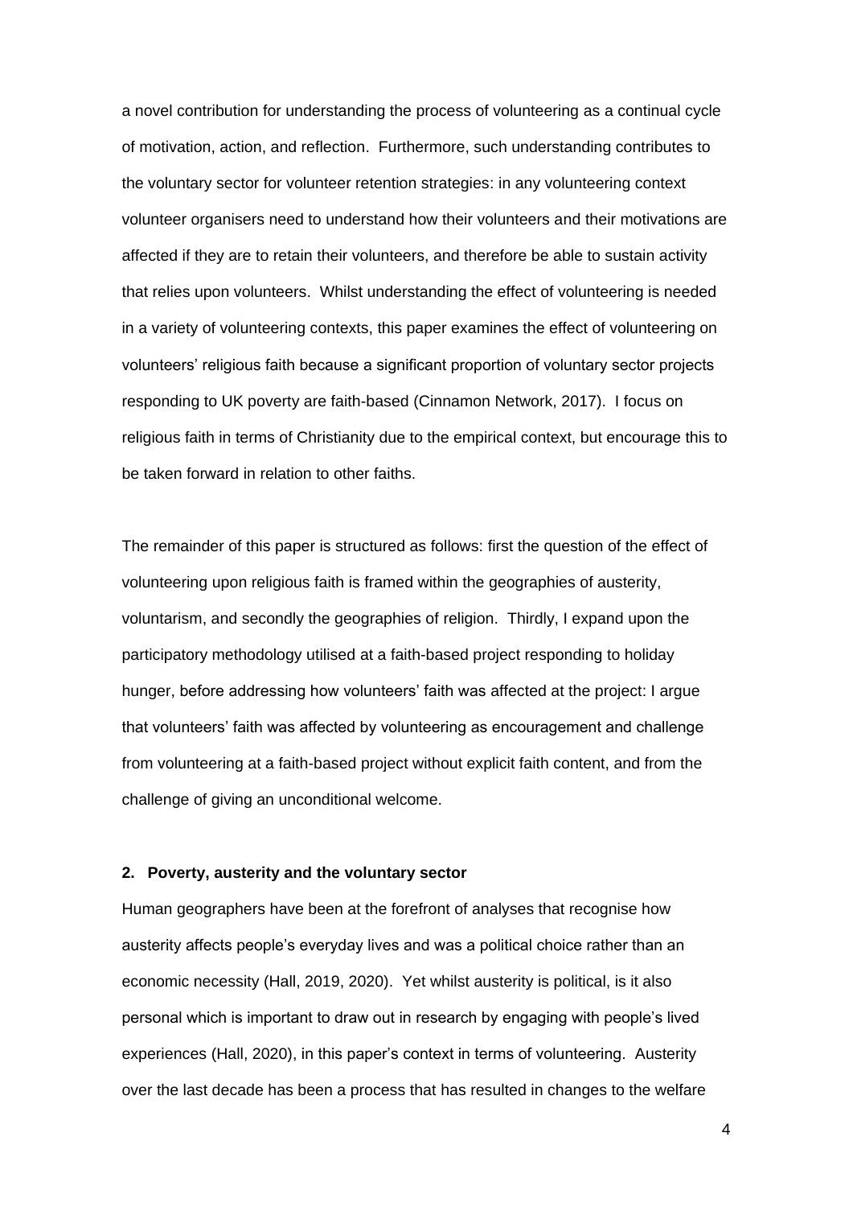a novel contribution for understanding the process of volunteering as a continual cycle of motivation, action, and reflection. Furthermore, such understanding contributes to the voluntary sector for volunteer retention strategies: in any volunteering context volunteer organisers need to understand how their volunteers and their motivations are affected if they are to retain their volunteers, and therefore be able to sustain activity that relies upon volunteers. Whilst understanding the effect of volunteering is needed in a variety of volunteering contexts, this paper examines the effect of volunteering on volunteers' religious faith because a significant proportion of voluntary sector projects responding to UK poverty are faith-based (Cinnamon Network, 2017). I focus on religious faith in terms of Christianity due to the empirical context, but encourage this to be taken forward in relation to other faiths.

The remainder of this paper is structured as follows: first the question of the effect of volunteering upon religious faith is framed within the geographies of austerity, voluntarism, and secondly the geographies of religion. Thirdly, I expand upon the participatory methodology utilised at a faith-based project responding to holiday hunger, before addressing how volunteers' faith was affected at the project: I argue that volunteers' faith was affected by volunteering as encouragement and challenge from volunteering at a faith-based project without explicit faith content, and from the challenge of giving an unconditional welcome.

## 2. Poverty, austerity and the voluntary sector

Human geographers have been at the forefront of analyses that recognise how austerity affects people's everyday lives and was a political choice rather than an economic necessity (Hall, 2019, 2020). Yet whilst austerity is political, is it also personal which is important to draw out in research by engaging with people's lived experiences (Hall, 2020), in this paper's context in terms of volunteering. Austerity over the last decade has been a process that has resulted in changes to the welfare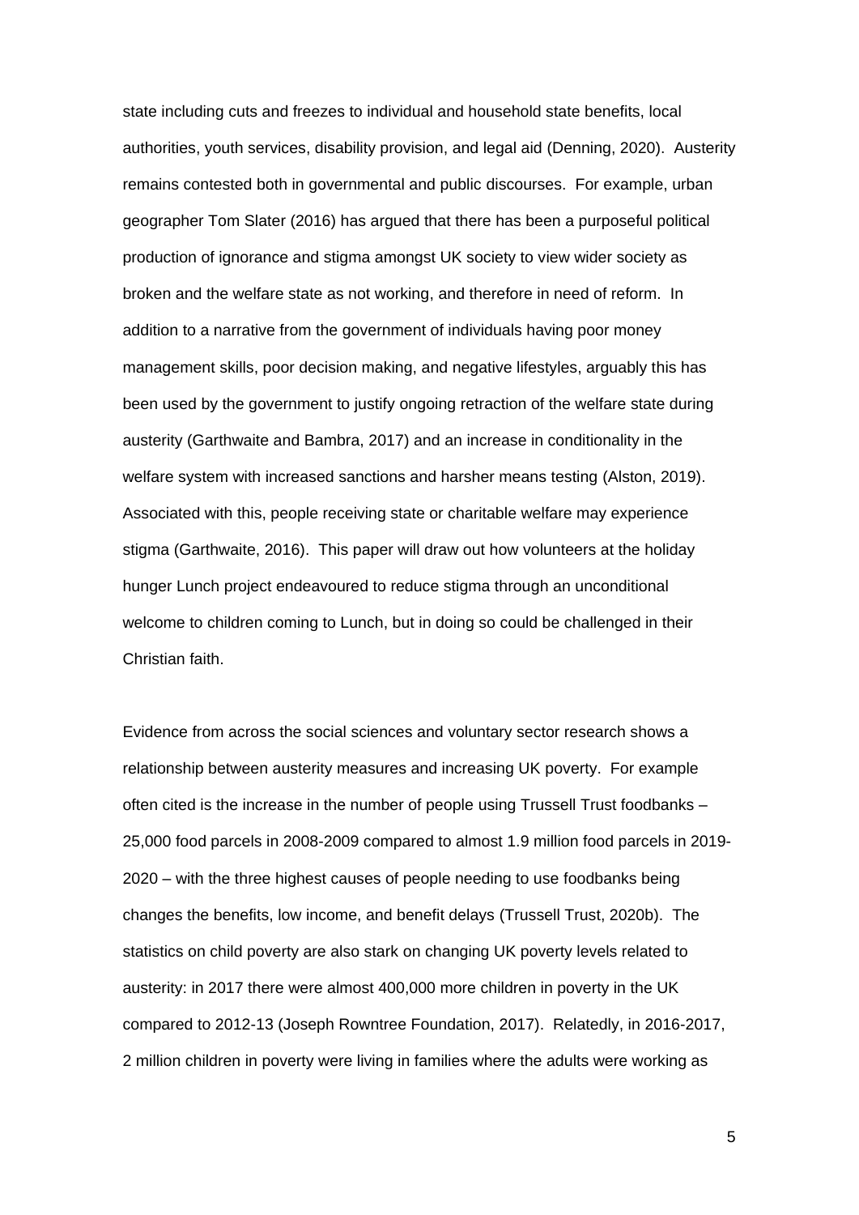state including cuts and freezes to individual and household state benefits, local authorities, youth services, disability provision, and legal aid (Denning, 2020). Austerity remains contested both in governmental and public discourses. For example, urban geographer Tom Slater (2016) has argued that there has been a purposeful political production of ignorance and stigma amongst UK society to view wider society as broken and the welfare state as not working, and therefore in need of reform. In addition to a narrative from the government of individuals having poor money management skills, poor decision making, and negative lifestyles, arguably this has been used by the government to justify ongoing retraction of the welfare state during austerity (Garthwaite and Bambra, 2017) and an increase in conditionality in the welfare system with increased sanctions and harsher means testing (Alston, 2019). Associated with this, people receiving state or charitable welfare may experience stigma (Garthwaite, 2016). This paper will draw out how volunteers at the holiday hunger Lunch project endeavoured to reduce stigma through an unconditional welcome to children coming to Lunch, but in doing so could be challenged in their Christian faith.

Evidence from across the social sciences and voluntary sector research shows a relationship between austerity measures and increasing UK poverty. For example often cited is the increase in the number of people using Trussell Trust foodbanks – 25,000 food parcels in 2008-2009 compared to almost 1.9 million food parcels in 2019-2020 – with the three highest causes of people needing to use foodbanks being changes the benefits, low income, and benefit delays (Trussell Trust, 2020b). The statistics on child poverty are also stark on changing UK poverty levels related to austerity: in 2017 there were almost 400,000 more children in poverty in the UK compared to 2012-13 (Joseph Rowntree Foundation, 2017). Relatedly, in 2016-2017, 2 million children in poverty were living in families where the adults were working as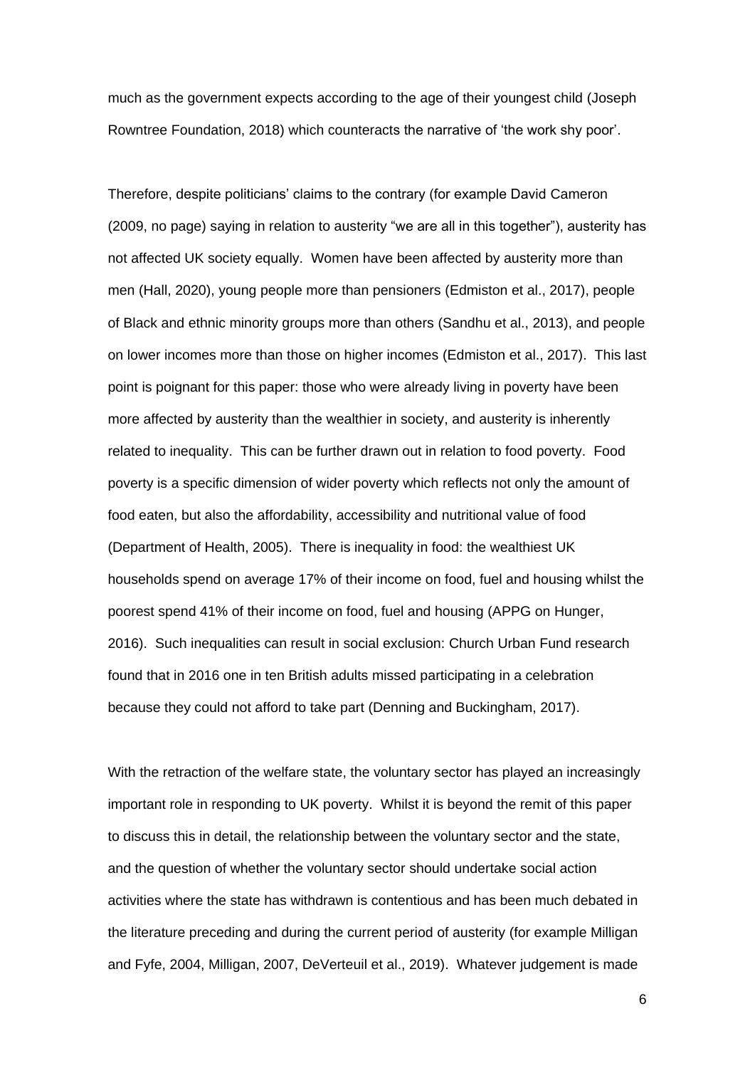much as the government expects according to the age of their youngest child (Joseph Rowntree Foundation, 2018) which counteracts the narrative of 'the work shy poor'.

Therefore, despite politicians' claims to the contrary (for example David Cameron (2009, no page) saying in relation to austerity "we are all in this together"), austerity has not affected UK society equally. Women have been affected by austerity more than men (Hall, 2020), young people more than pensioners (Edmiston et al., 2017), people of Black and ethnic minority groups more than others (Sandhu et al., 2013), and people on lower incomes more than those on higher incomes (Edmiston et al., 2017). This last point is poignant for this paper: those who were already living in poverty have been more affected by austerity than the wealthier in society, and austerity is inherently related to inequality. This can be further drawn out in relation to food poverty. Food poverty is a specific dimension of wider poverty which reflects not only the amount of food eaten, but also the affordability, accessibility and nutritional value of food (Department of Health, 2005). There is inequality in food: the wealthiest UK households spend on average 17% of their income on food, fuel and housing whilst the poorest spend 41% of their income on food, fuel and housing (APPG on Hunger, 2016). Such inequalities can result in social exclusion: Church Urban Fund research found that in 2016 one in ten British adults missed participating in a celebration because they could not afford to take part (Denning and Buckingham, 2017).

With the retraction of the welfare state, the voluntary sector has played an increasingly important role in responding to UK poverty. Whilst it is beyond the remit of this paper to discuss this in detail, the relationship between the voluntary sector and the state, and the question of whether the voluntary sector should undertake social action activities where the state has withdrawn is contentious and has been much debated in the literature preceding and during the current period of austerity (for example Milligan and Fyfe, 2004, Milligan, 2007, DeVerteuil et al., 2019). Whatever judgement is made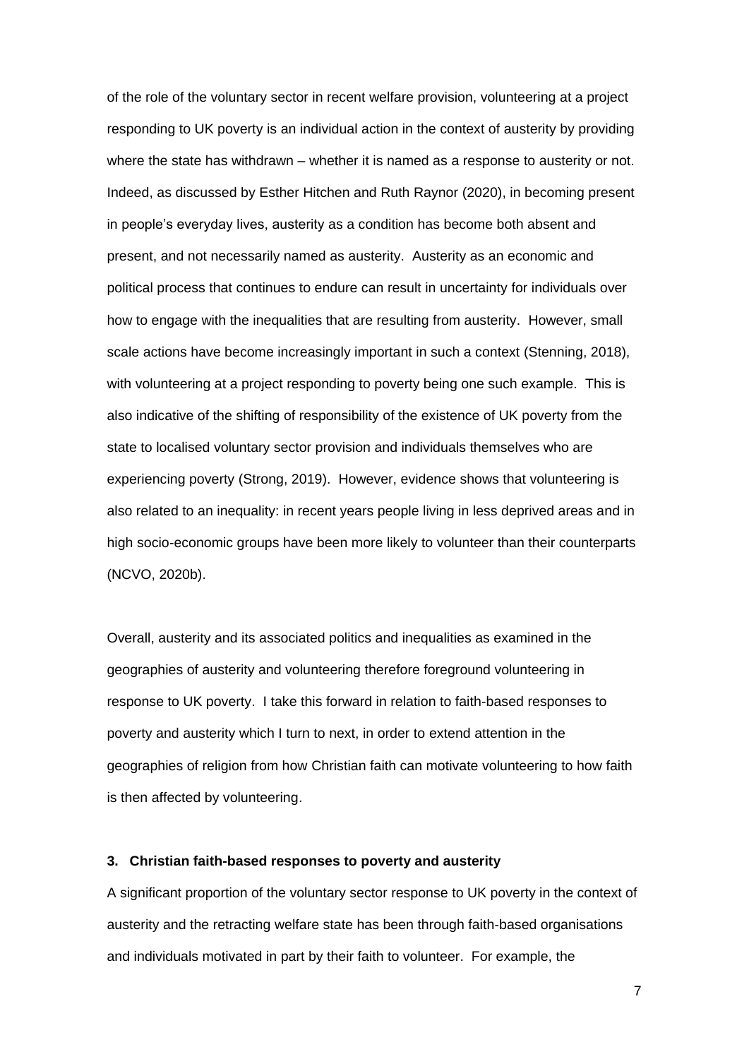of the role of the voluntary sector in recent welfare provision, volunteering at a project responding to UK poverty is an individual action in the context of austerity by providing where the state has withdrawn – whether it is named as a response to austerity or not. Indeed, as discussed by Esther Hitchen and Ruth Raynor (2020), in becoming present in people's everyday lives, austerity as a condition has become both absent and present, and not necessarily named as austerity. Austerity as an economic and political process that continues to endure can result in uncertainty for individuals over how to engage with the inequalities that are resulting from austerity. However, small scale actions have become increasingly important in such a context (Stenning, 2018), with volunteering at a project responding to poverty being one such example. This is also indicative of the shifting of responsibility of the existence of UK poverty from the state to localised voluntary sector provision and individuals themselves who are experiencing poverty (Strong, 2019). However, evidence shows that volunteering is also related to an inequality: in recent years people living in less deprived areas and in high socio-economic groups have been more likely to volunteer than their counterparts (NCVO, 2020b).

Overall, austerity and its associated politics and inequalities as examined in the geographies of austerity and volunteering therefore foreground volunteering in response to UK poverty. I take this forward in relation to faith-based responses to poverty and austerity which I turn to next, in order to extend attention in the geographies of religion from how Christian faith can motivate volunteering to how faith is then affected by volunteering.

## 3. Christian faith-based responses to poverty and austerity

A significant proportion of the voluntary sector response to UK poverty in the context of austerity and the retracting welfare state has been through faith-based organisations and individuals motivated in part by their faith to volunteer. For example, the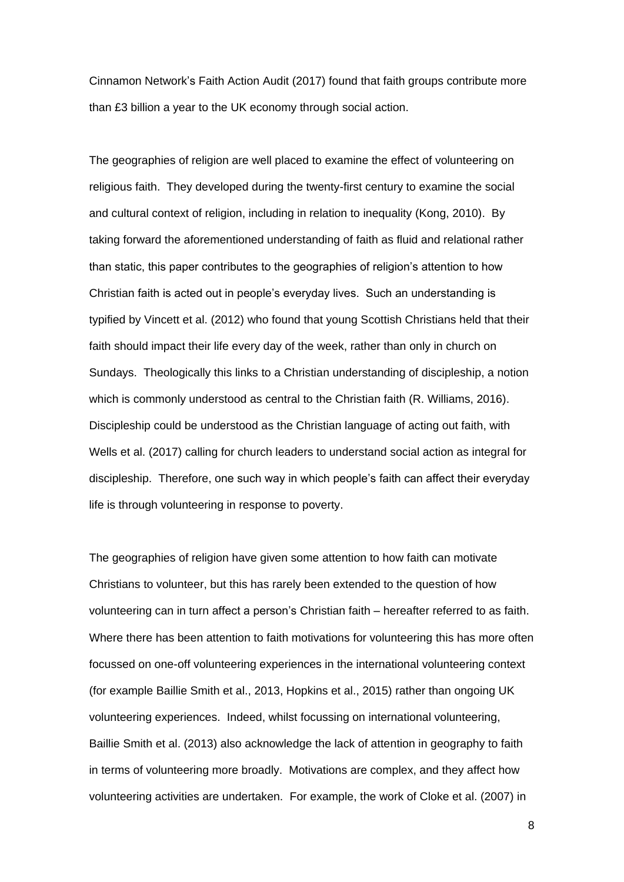Cinnamon Network's Faith Action Audit (2017) found that faith groups contribute more than £3 billion a year to the UK economy through social action.

The geographies of religion are well placed to examine the effect of volunteering on religious faith. They developed during the twenty-first century to examine the social and cultural context of religion, including in relation to inequality (Kong, 2010). By taking forward the aforementioned understanding of faith as fluid and relational rather than static, this paper contributes to the geographies of religion's attention to how Christian faith is acted out in people's everyday lives. Such an understanding is typified by Vincett et al. (2012) who found that young Scottish Christians held that their faith should impact their life every day of the week, rather than only in church on Sundays. Theologically this links to a Christian understanding of discipleship, a notion which is commonly understood as central to the Christian faith (R. Williams, 2016). Discipleship could be understood as the Christian language of acting out faith, with Wells et al. (2017) calling for church leaders to understand social action as integral for discipleship. Therefore, one such way in which people's faith can affect their everyday life is through volunteering in response to poverty.

The geographies of religion have given some attention to how faith can motivate Christians to volunteer, but this has rarely been extended to the question of how volunteering can in turn affect a person's Christian faith – hereafter referred to as faith. Where there has been attention to faith motivations for volunteering this has more often focussed on one-off volunteering experiences in the international volunteering context (for example Baillie Smith et al., 2013, Hopkins et al., 2015) rather than ongoing UK volunteering experiences. Indeed, whilst focussing on international volunteering, Baillie Smith et al. (2013) also acknowledge the lack of attention in geography to faith in terms of volunteering more broadly. Motivations are complex, and they affect how volunteering activities are undertaken. For example, the work of Cloke et al. (2007) in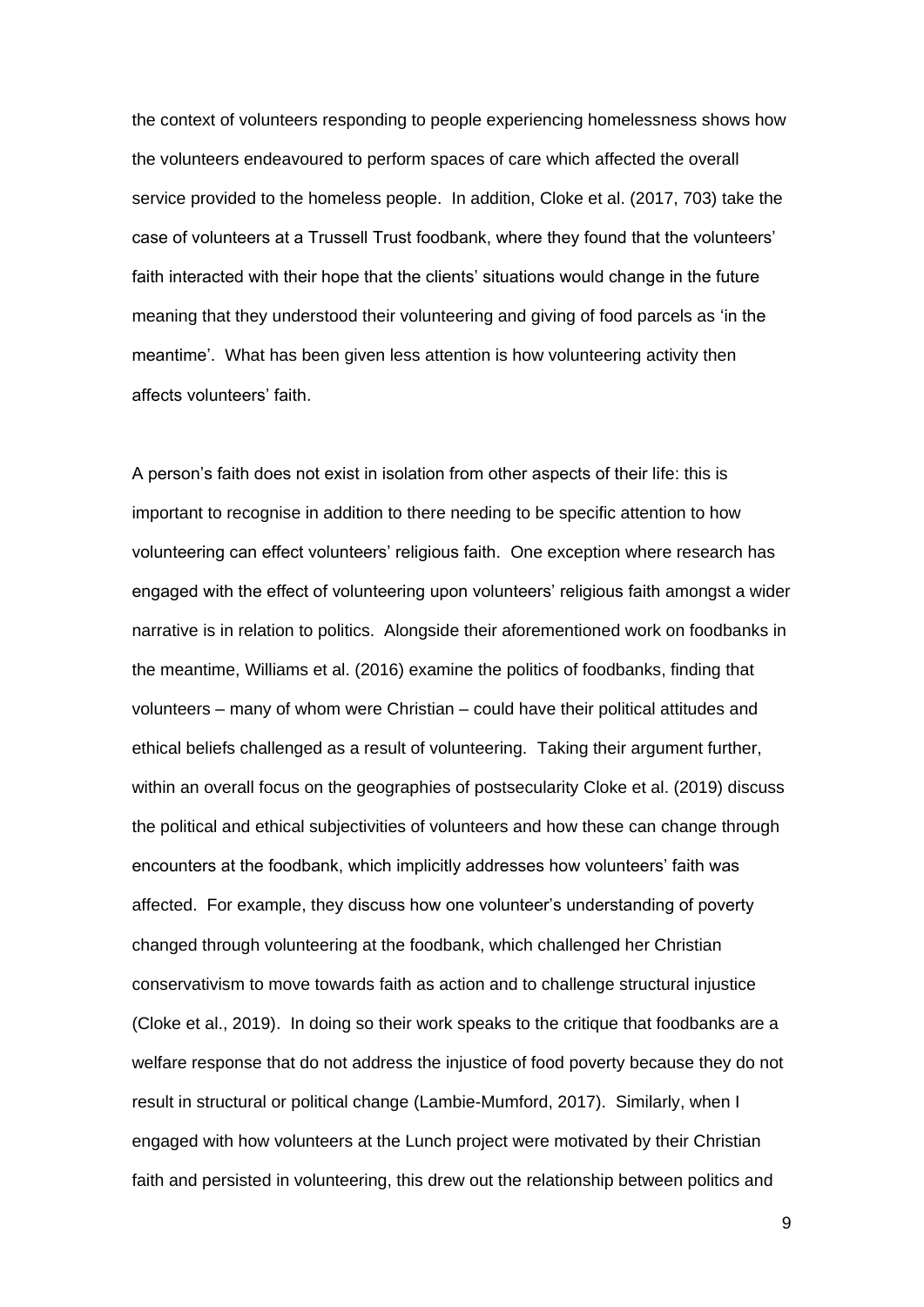the context of volunteers responding to people experiencing homelessness shows how the volunteers endeavoured to perform spaces of care which affected the overall service provided to the homeless people. In addition, Cloke et al. (2017, 703) take the case of volunteers at a Trussell Trust foodbank, where they found that the volunteers' faith interacted with their hope that the clients' situations would change in the future meaning that they understood their volunteering and giving of food parcels as 'in the meantime'. What has been given less attention is how volunteering activity then affects volunteers' faith.

A person's faith does not exist in isolation from other aspects of their life: this is important to recognise in addition to there needing to be specific attention to how volunteering can effect volunteers' religious faith. One exception where research has engaged with the effect of volunteering upon volunteers' religious faith amongst a wider narrative is in relation to politics. Alongside their aforementioned work on foodbanks in the meantime, Williams et al. (2016) examine the politics of foodbanks, finding that volunteers – many of whom were Christian – could have their political attitudes and ethical beliefs challenged as a result of volunteering. Taking their argument further, within an overall focus on the geographies of postsecularity Cloke et al. (2019) discuss the political and ethical subjectivities of volunteers and how these can change through encounters at the foodbank, which implicitly addresses how volunteers' faith was affected. For example, they discuss how one volunteer's understanding of poverty changed through volunteering at the foodbank, which challenged her Christian conservativism to move towards faith as action and to challenge structural injustice (Cloke et al., 2019). In doing so their work speaks to the critique that foodbanks are a welfare response that do not address the injustice of food poverty because they do not result in structural or political change (Lambie-Mumford, 2017). Similarly, when I engaged with how volunteers at the Lunch project were motivated by their Christian faith and persisted in volunteering, this drew out the relationship between politics and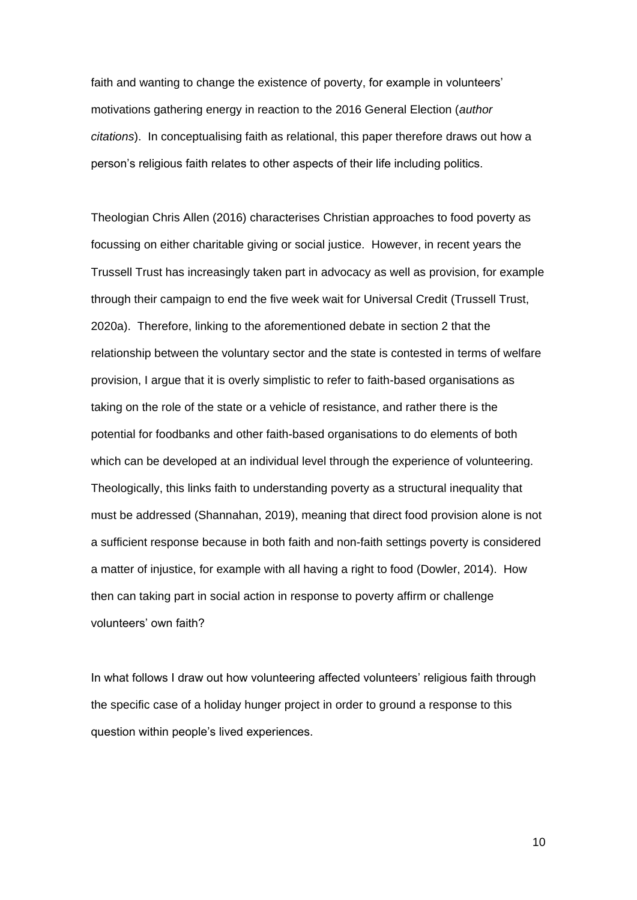faith and wanting to change the existence of poverty, for example in volunteers' motivations gathering energy in reaction to the 2016 General Election (*author citations*). In conceptualising faith as relational, this paper therefore draws out how a person's religious faith relates to other aspects of their life including politics.

Theologian Chris Allen (2016) characterises Christian approaches to food poverty as focussing on either charitable giving or social justice. However, in recent years the Trussell Trust has increasingly taken part in advocacy as well as provision, for example through their campaign to end the five week wait for Universal Credit (Trussell Trust, 2020a). Therefore, linking to the aforementioned debate in section 2 that the relationship between the voluntary sector and the state is contested in terms of welfare provision, I argue that it is overly simplistic to refer to faith-based organisations as taking on the role of the state or a vehicle of resistance, and rather there is the potential for foodbanks and other faith-based organisations to do elements of both which can be developed at an individual level through the experience of volunteering. Theologically, this links faith to understanding poverty as a structural inequality that must be addressed (Shannahan, 2019), meaning that direct food provision alone is not a sufficient response because in both faith and non-faith settings poverty is considered a matter of injustice, for example with all having a right to food (Dowler, 2014). How then can taking part in social action in response to poverty affirm or challenge volunteers' own faith?

In what follows I draw out how volunteering affected volunteers' religious faith through the specific case of a holiday hunger project in order to ground a response to this question within people's lived experiences.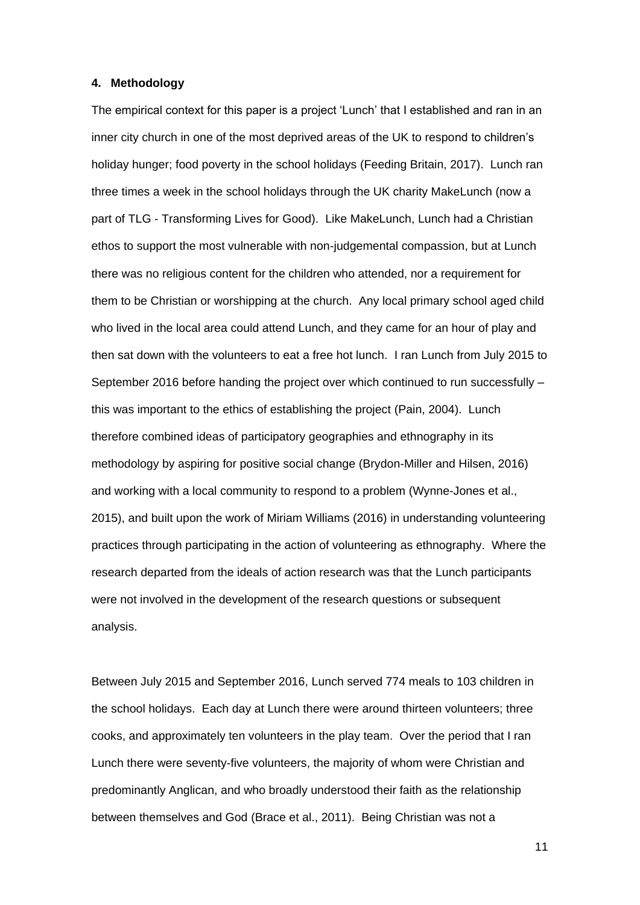### 4. Methodology

The empirical context for this paper is a project 'Lunch' that I established and ran in an inner city church in one of the most deprived areas of the UK to respond to children's holiday hunger; food poverty in the school holidays (Feeding Britain, 2017). Lunch ran three times a week in the school holidays through the UK charity MakeLunch (now a part of TLG - Transforming Lives for Good). Like MakeLunch, Lunch had a Christian ethos to support the most vulnerable with non-judgemental compassion, but at Lunch there was no religious content for the children who attended, nor a requirement for them to be Christian or worshipping at the church. Any local primary school aged child who lived in the local area could attend Lunch, and they came for an hour of play and then sat down with the volunteers to eat a free hot lunch. I ran Lunch from July 2015 to September 2016 before handing the project over which continued to run successfully – this was important to the ethics of establishing the project (Pain, 2004). Lunch therefore combined ideas of participatory geographies and ethnography in its methodology by aspiring for positive social change (Brydon-Miller and Hilsen, 2016) and working with a local community to respond to a problem (Wynne-Jones et al., 2015), and built upon the work of Miriam Williams (2016) in understanding volunteering practices through participating in the action of volunteering as ethnography. Where the research departed from the ideals of action research was that the Lunch participants were not involved in the development of the research questions or subsequent analysis.

Between July 2015 and September 2016, Lunch served 774 meals to 103 children in the school holidays. Each day at Lunch there were around thirteen volunteers; three cooks, and approximately ten volunteers in the play team. Over the period that I ran Lunch there were seventy-five volunteers, the majority of whom were Christian and predominantly Anglican, and who broadly understood their faith as the relationship between themselves and God (Brace et al., 2011). Being Christian was not a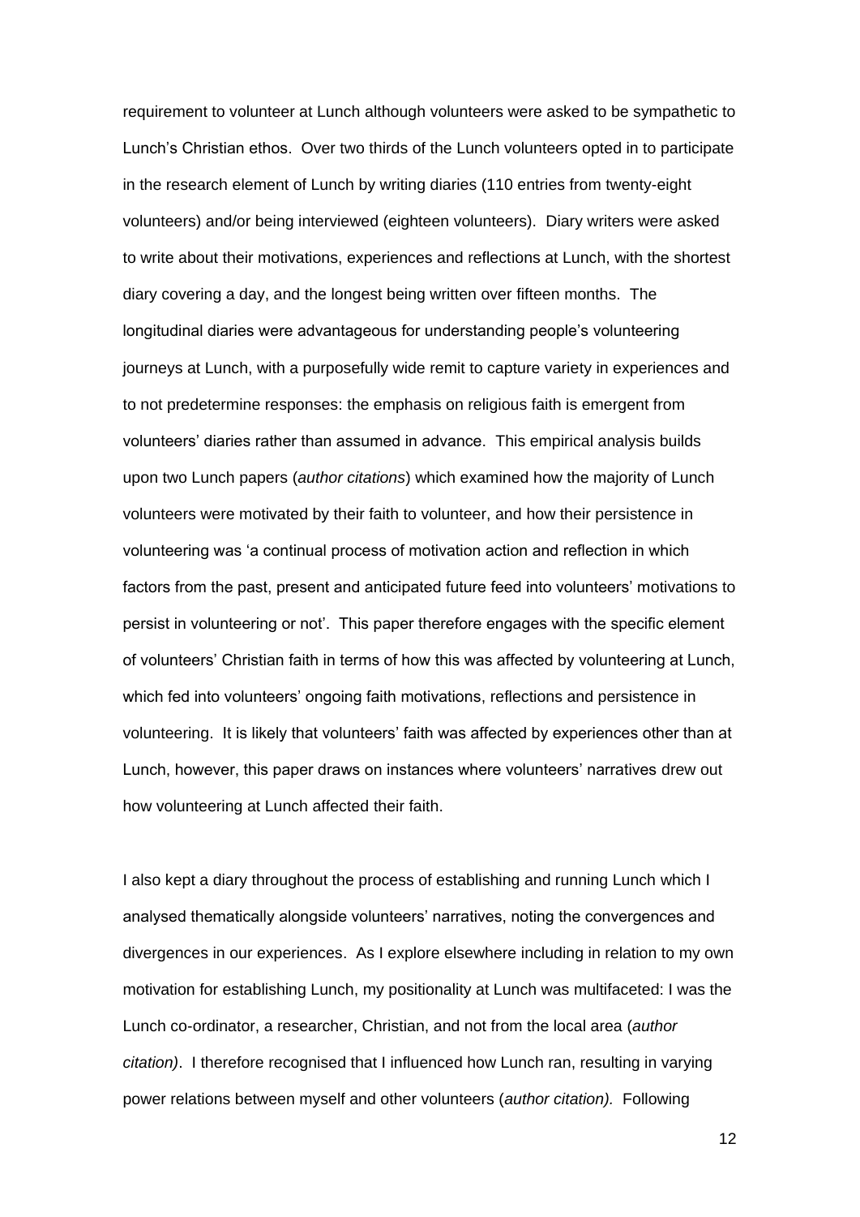requirement to volunteer at Lunch although volunteers were asked to be sympathetic to Lunch's Christian ethos. Over two thirds of the Lunch volunteers opted in to participate in the research element of Lunch by writing diaries (110 entries from twenty-eight volunteers) and/or being interviewed (eighteen volunteers). Diary writers were asked to write about their motivations, experiences and reflections at Lunch, with the shortest diary covering a day, and the longest being written over fifteen months. The longitudinal diaries were advantageous for understanding people's volunteering journeys at Lunch, with a purposefully wide remit to capture variety in experiences and to not predetermine responses: the emphasis on religious faith is emergent from volunteers' diaries rather than assumed in advance. This empirical analysis builds upon two Lunch papers (*author citations*) which examined how the majority of Lunch volunteers were motivated by their faith to volunteer, and how their persistence in volunteering was 'a continual process of motivation action and reflection in which factors from the past, present and anticipated future feed into volunteers' motivations to persist in volunteering or not'. This paper therefore engages with the specific element of volunteers' Christian faith in terms of how this was affected by volunteering at Lunch, which fed into volunteers' ongoing faith motivations, reflections and persistence in volunteering. It is likely that volunteers' faith was affected by experiences other than at Lunch, however, this paper draws on instances where volunteers' narratives drew out how volunteering at Lunch affected their faith.

I also kept a diary throughout the process of establishing and running Lunch which I analysed thematically alongside volunteers' narratives, noting the convergences and divergences in our experiences. As I explore elsewhere including in relation to my own motivation for establishing Lunch, my positionality at Lunch was multifaceted: I was the Lunch co-ordinator, a researcher, Christian, and not from the local area (*author citation)*. I therefore recognised that I influenced how Lunch ran, resulting in varying power relations between myself and other volunteers (*author citation).* Following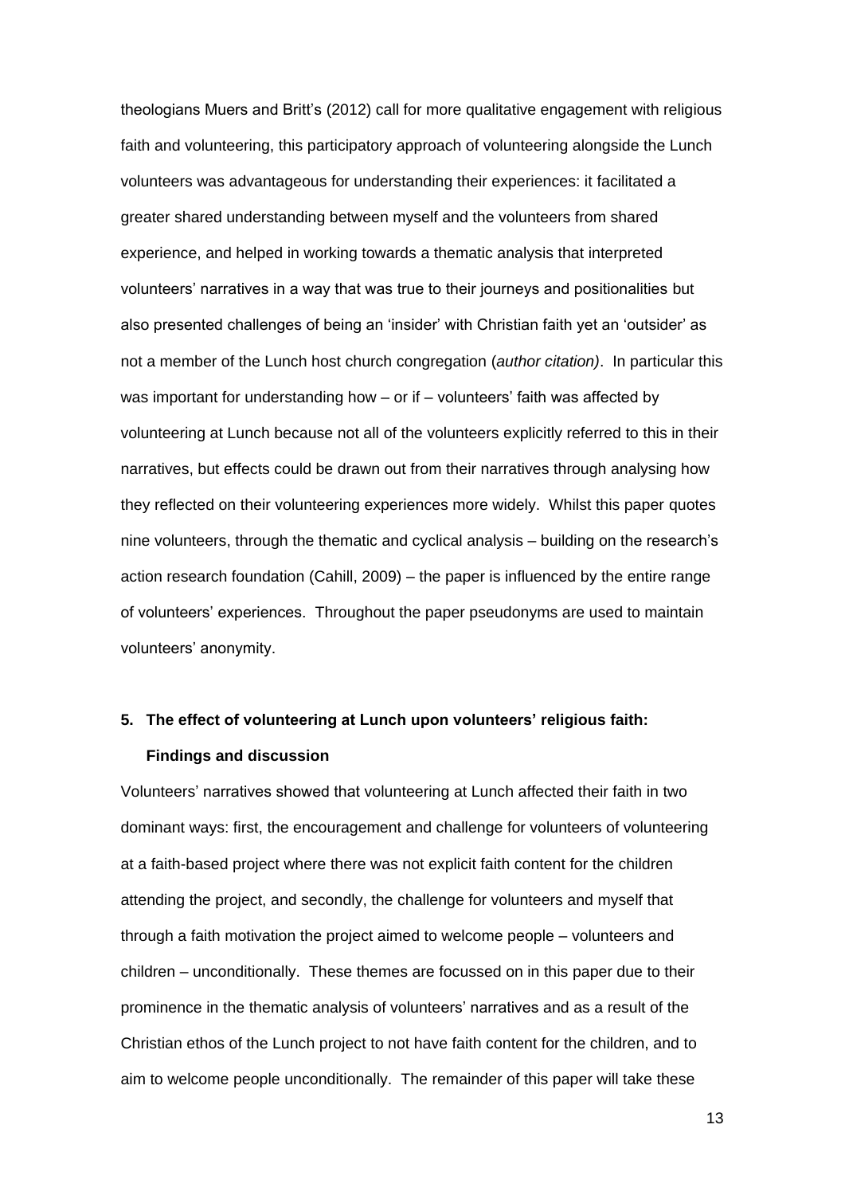theologians Muers and Britt's (2012) call for more qualitative engagement with religious faith and volunteering, this participatory approach of volunteering alongside the Lunch volunteers was advantageous for understanding their experiences: it facilitated a greater shared understanding between myself and the volunteers from shared experience, and helped in working towards a thematic analysis that interpreted volunteers' narratives in a way that was true to their journeys and positionalities but also presented challenges of being an 'insider' with Christian faith yet an 'outsider' as not a member of the Lunch host church congregation (*author citation)*. In particular this was important for understanding how – or if – volunteers' faith was affected by volunteering at Lunch because not all of the volunteers explicitly referred to this in their narratives, but effects could be drawn out from their narratives through analysing how they reflected on their volunteering experiences more widely. Whilst this paper quotes nine volunteers, through the thematic and cyclical analysis – building on the research's action research foundation (Cahill, 2009) – the paper is influenced by the entire range of volunteers' experiences. Throughout the paper pseudonyms are used to maintain volunteers' anonymity.

## 5. The effect of volunteering at Lunch upon volunteers' religious faith: Findings and discussion

Volunteers' narratives showed that volunteering at Lunch affected their faith in two dominant ways: first, the encouragement and challenge for volunteers of volunteering at a faith-based project where there was not explicit faith content for the children attending the project, and secondly, the challenge for volunteers and myself that through a faith motivation the project aimed to welcome people – volunteers and children – unconditionally. These themes are focussed on in this paper due to their prominence in the thematic analysis of volunteers' narratives and as a result of the Christian ethos of the Lunch project to not have faith content for the children, and to aim to welcome people unconditionally. The remainder of this paper will take these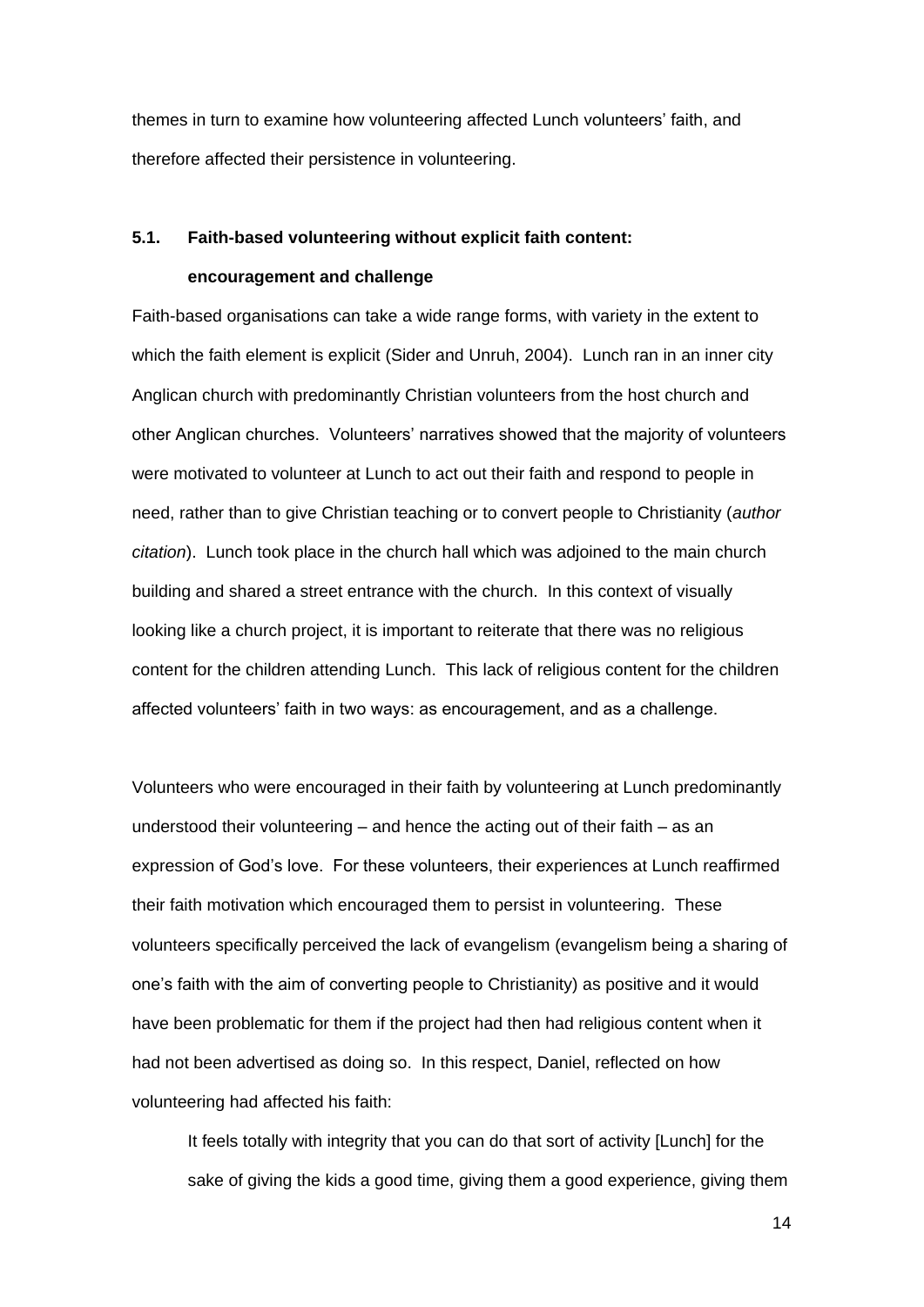themes in turn to examine how volunteering affected Lunch volunteers' faith, and therefore affected their persistence in volunteering.

### 5.1. Faith-based volunteering without explicit faith content: encouragement and challenge

Faith-based organisations can take a wide range forms, with variety in the extent to which the faith element is explicit (Sider and Unruh, 2004). Lunch ran in an inner city Anglican church with predominantly Christian volunteers from the host church and other Anglican churches. Volunteers' narratives showed that the majority of volunteers were motivated to volunteer at Lunch to act out their faith and respond to people in need, rather than to give Christian teaching or to convert people to Christianity (*author citation*). Lunch took place in the church hall which was adjoined to the main church building and shared a street entrance with the church. In this context of visually looking like a church project, it is important to reiterate that there was no religious content for the children attending Lunch. This lack of religious content for the children affected volunteers' faith in two ways: as encouragement, and as a challenge.

Volunteers who were encouraged in their faith by volunteering at Lunch predominantly understood their volunteering – and hence the acting out of their faith – as an expression of God's love. For these volunteers, their experiences at Lunch reaffirmed their faith motivation which encouraged them to persist in volunteering. These volunteers specifically perceived the lack of evangelism (evangelism being a sharing of one's faith with the aim of converting people to Christianity) as positive and it would have been problematic for them if the project had then had religious content when it had not been advertised as doing so. In this respect, Daniel, reflected on how volunteering had affected his faith:

> It feels totally with integrity that you can do that sort of activity [Lunch] for the sake of giving the kids a good time, giving them a good experience, giving them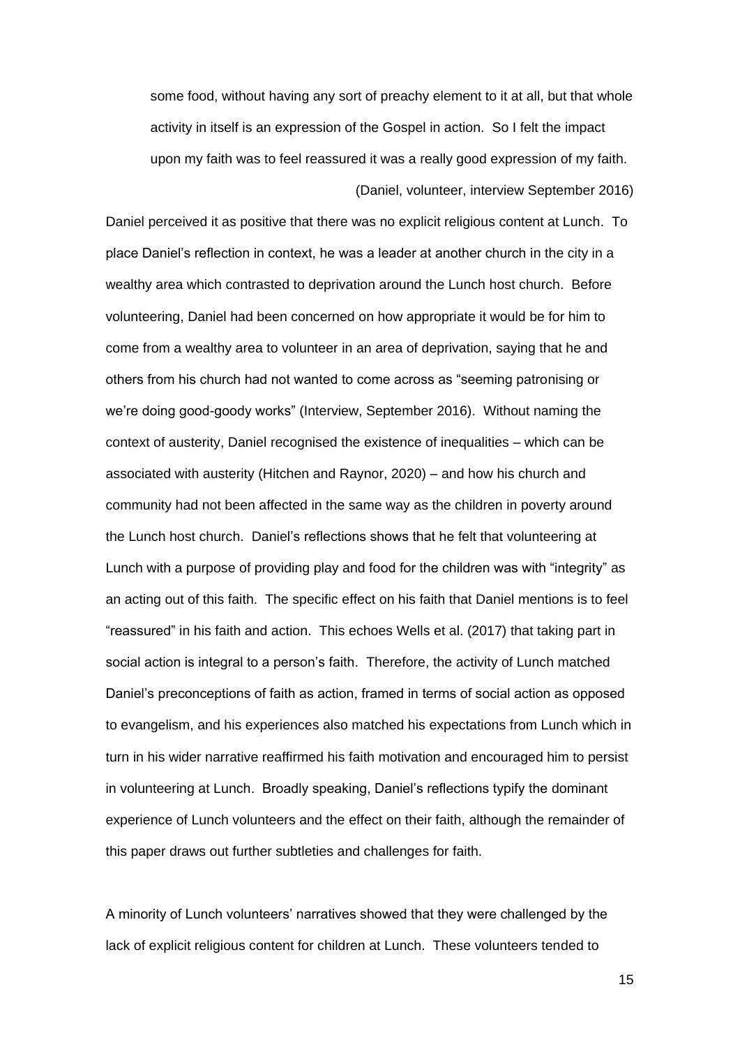> some food, without having any sort of preachy element to it at all, but that whole activity in itself is an expression of the Gospel in action. So I felt the impact upon my faith was to feel reassured it was a really good expression of my faith.
>
> (Daniel, volunteer, interview September 2016)

Daniel perceived it as positive that there was no explicit religious content at Lunch. To place Daniel's reflection in context, he was a leader at another church in the city in a wealthy area which contrasted to deprivation around the Lunch host church. Before volunteering, Daniel had been concerned on how appropriate it would be for him to come from a wealthy area to volunteer in an area of deprivation, saying that he and others from his church had not wanted to come across as "seeming patronising or we're doing good-goody works" (Interview, September 2016). Without naming the context of austerity, Daniel recognised the existence of inequalities – which can be associated with austerity (Hitchen and Raynor, 2020) – and how his church and community had not been affected in the same way as the children in poverty around the Lunch host church. Daniel's reflections shows that he felt that volunteering at Lunch with a purpose of providing play and food for the children was with "integrity" as an acting out of this faith. The specific effect on his faith that Daniel mentions is to feel "reassured" in his faith and action. This echoes Wells et al. (2017) that taking part in social action is integral to a person's faith. Therefore, the activity of Lunch matched Daniel's preconceptions of faith as action, framed in terms of social action as opposed to evangelism, and his experiences also matched his expectations from Lunch which in turn in his wider narrative reaffirmed his faith motivation and encouraged him to persist in volunteering at Lunch. Broadly speaking, Daniel's reflections typify the dominant experience of Lunch volunteers and the effect on their faith, although the remainder of this paper draws out further subtleties and challenges for faith.

A minority of Lunch volunteers' narratives showed that they were challenged by the lack of explicit religious content for children at Lunch. These volunteers tended to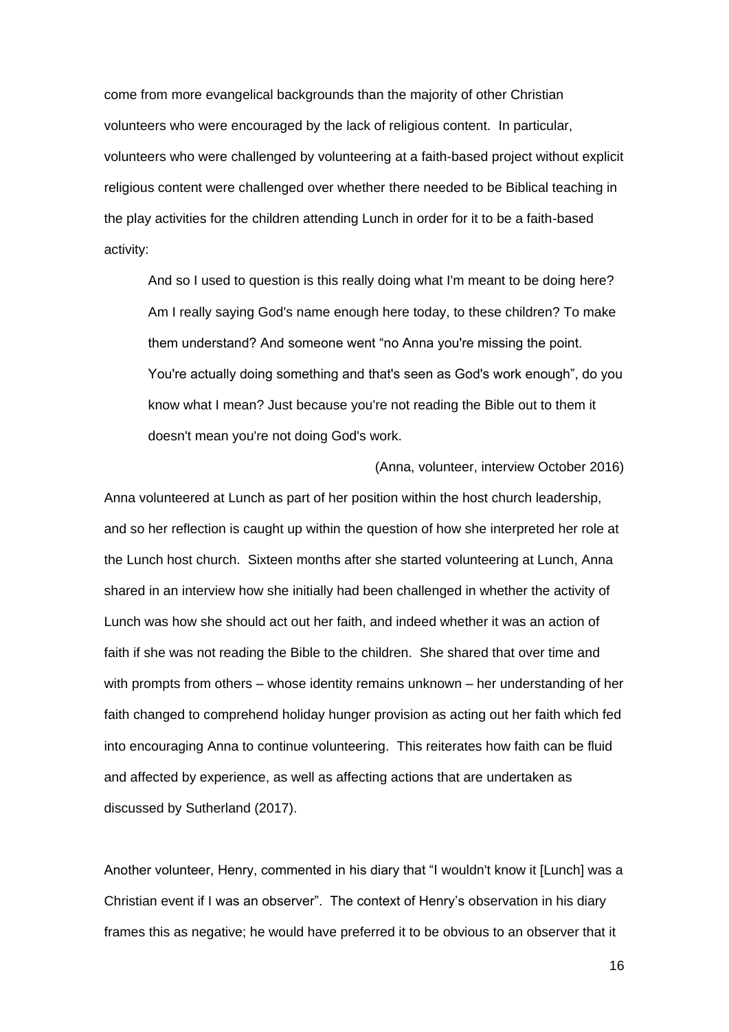come from more evangelical backgrounds than the majority of other Christian volunteers who were encouraged by the lack of religious content. In particular, volunteers who were challenged by volunteering at a faith-based project without explicit religious content were challenged over whether there needed to be Biblical teaching in the play activities for the children attending Lunch in order for it to be a faith-based activity:

> And so I used to question is this really doing what I'm meant to be doing here? Am I really saying God's name enough here today, to these children? To make them understand? And someone went "no Anna you're missing the point. You're actually doing something and that's seen as God's work enough", do you know what I mean? Just because you're not reading the Bible out to them it doesn't mean you're not doing God's work.
>
> (Anna, volunteer, interview October 2016)

Anna volunteered at Lunch as part of her position within the host church leadership, and so her reflection is caught up within the question of how she interpreted her role at the Lunch host church. Sixteen months after she started volunteering at Lunch, Anna shared in an interview how she initially had been challenged in whether the activity of Lunch was how she should act out her faith, and indeed whether it was an action of faith if she was not reading the Bible to the children. She shared that over time and with prompts from others – whose identity remains unknown – her understanding of her faith changed to comprehend holiday hunger provision as acting out her faith which fed into encouraging Anna to continue volunteering. This reiterates how faith can be fluid and affected by experience, as well as affecting actions that are undertaken as discussed by Sutherland (2017).

Another volunteer, Henry, commented in his diary that "I wouldn't know it [Lunch] was a Christian event if I was an observer". The context of Henry's observation in his diary frames this as negative; he would have preferred it to be obvious to an observer that it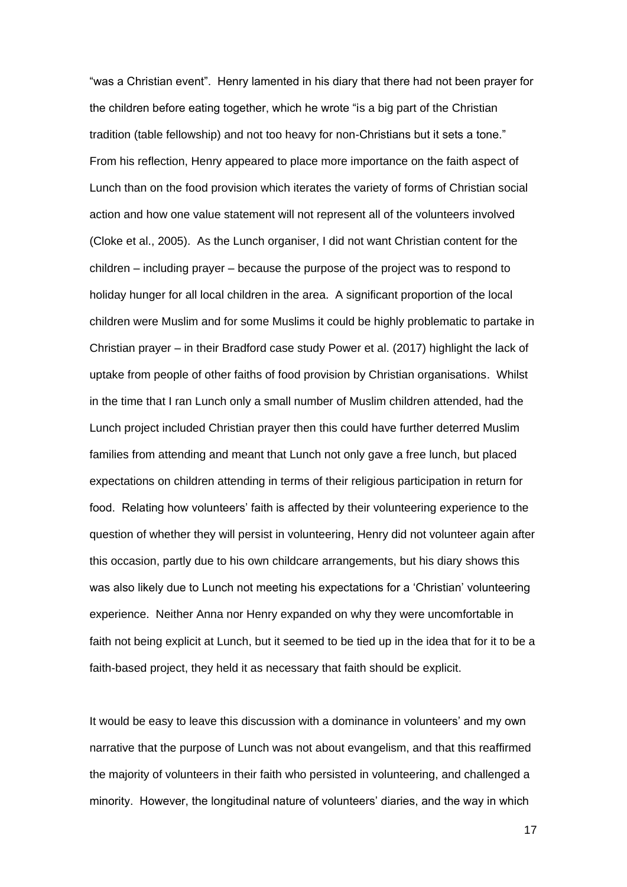"was a Christian event". Henry lamented in his diary that there had not been prayer for the children before eating together, which he wrote "is a big part of the Christian tradition (table fellowship) and not too heavy for non-Christians but it sets a tone." From his reflection, Henry appeared to place more importance on the faith aspect of Lunch than on the food provision which iterates the variety of forms of Christian social action and how one value statement will not represent all of the volunteers involved (Cloke et al., 2005). As the Lunch organiser, I did not want Christian content for the children – including prayer – because the purpose of the project was to respond to holiday hunger for all local children in the area. A significant proportion of the local children were Muslim and for some Muslims it could be highly problematic to partake in Christian prayer – in their Bradford case study Power et al. (2017) highlight the lack of uptake from people of other faiths of food provision by Christian organisations. Whilst in the time that I ran Lunch only a small number of Muslim children attended, had the Lunch project included Christian prayer then this could have further deterred Muslim families from attending and meant that Lunch not only gave a free lunch, but placed expectations on children attending in terms of their religious participation in return for food. Relating how volunteers' faith is affected by their volunteering experience to the question of whether they will persist in volunteering, Henry did not volunteer again after this occasion, partly due to his own childcare arrangements, but his diary shows this was also likely due to Lunch not meeting his expectations for a 'Christian' volunteering experience. Neither Anna nor Henry expanded on why they were uncomfortable in faith not being explicit at Lunch, but it seemed to be tied up in the idea that for it to be a faith-based project, they held it as necessary that faith should be explicit.

It would be easy to leave this discussion with a dominance in volunteers' and my own narrative that the purpose of Lunch was not about evangelism, and that this reaffirmed the majority of volunteers in their faith who persisted in volunteering, and challenged a minority. However, the longitudinal nature of volunteers' diaries, and the way in which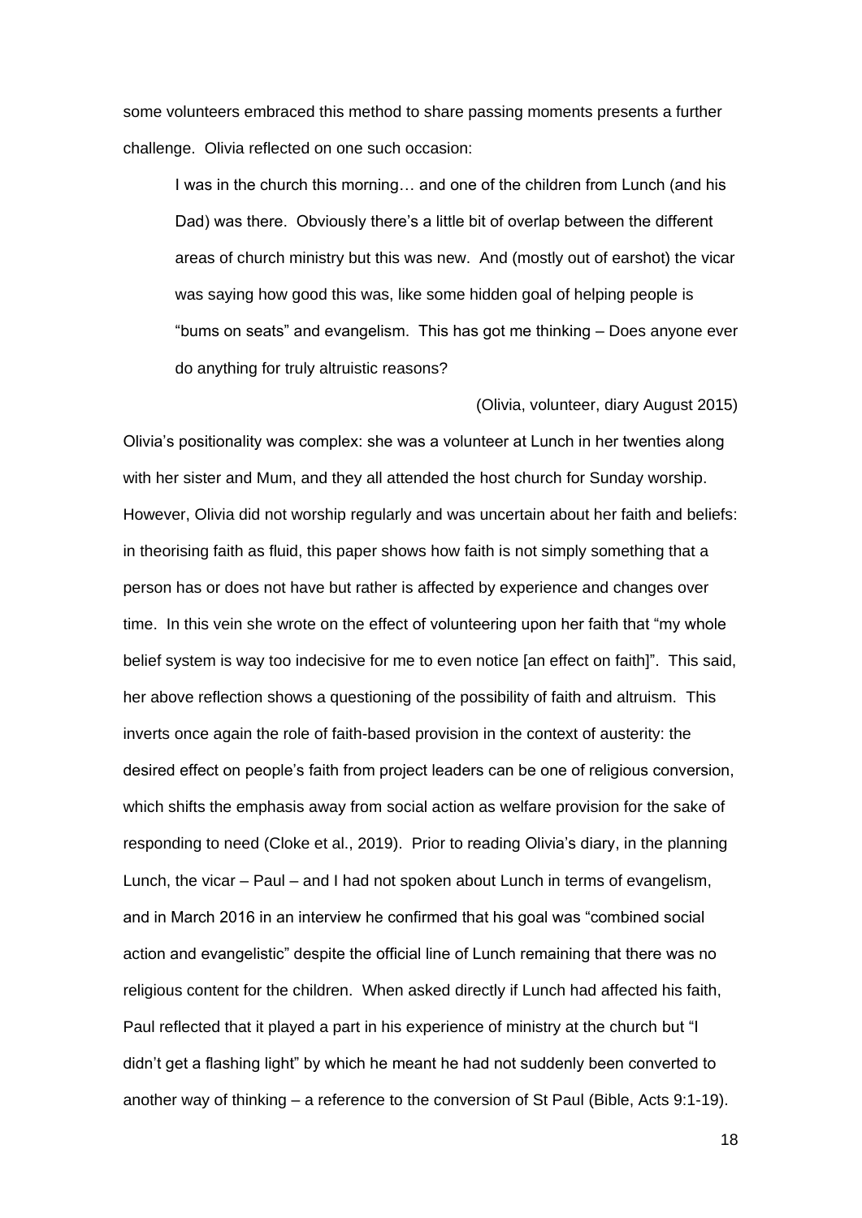some volunteers embraced this method to share passing moments presents a further challenge. Olivia reflected on one such occasion:

> I was in the church this morning… and one of the children from Lunch (and his Dad) was there. Obviously there's a little bit of overlap between the different areas of church ministry but this was new. And (mostly out of earshot) the vicar was saying how good this was, like some hidden goal of helping people is "bums on seats" and evangelism. This has got me thinking – Does anyone ever do anything for truly altruistic reasons?
>
> (Olivia, volunteer, diary August 2015)

Olivia's positionality was complex: she was a volunteer at Lunch in her twenties along with her sister and Mum, and they all attended the host church for Sunday worship. However, Olivia did not worship regularly and was uncertain about her faith and beliefs: in theorising faith as fluid, this paper shows how faith is not simply something that a person has or does not have but rather is affected by experience and changes over time. In this vein she wrote on the effect of volunteering upon her faith that "my whole belief system is way too indecisive for me to even notice [an effect on faith]". This said, her above reflection shows a questioning of the possibility of faith and altruism. This inverts once again the role of faith-based provision in the context of austerity: the desired effect on people's faith from project leaders can be one of religious conversion, which shifts the emphasis away from social action as welfare provision for the sake of responding to need (Cloke et al., 2019). Prior to reading Olivia's diary, in the planning Lunch, the vicar – Paul – and I had not spoken about Lunch in terms of evangelism, and in March 2016 in an interview he confirmed that his goal was "combined social action and evangelistic" despite the official line of Lunch remaining that there was no religious content for the children. When asked directly if Lunch had affected his faith, Paul reflected that it played a part in his experience of ministry at the church but "I didn't get a flashing light" by which he meant he had not suddenly been converted to another way of thinking – a reference to the conversion of St Paul (Bible, Acts 9:1-19).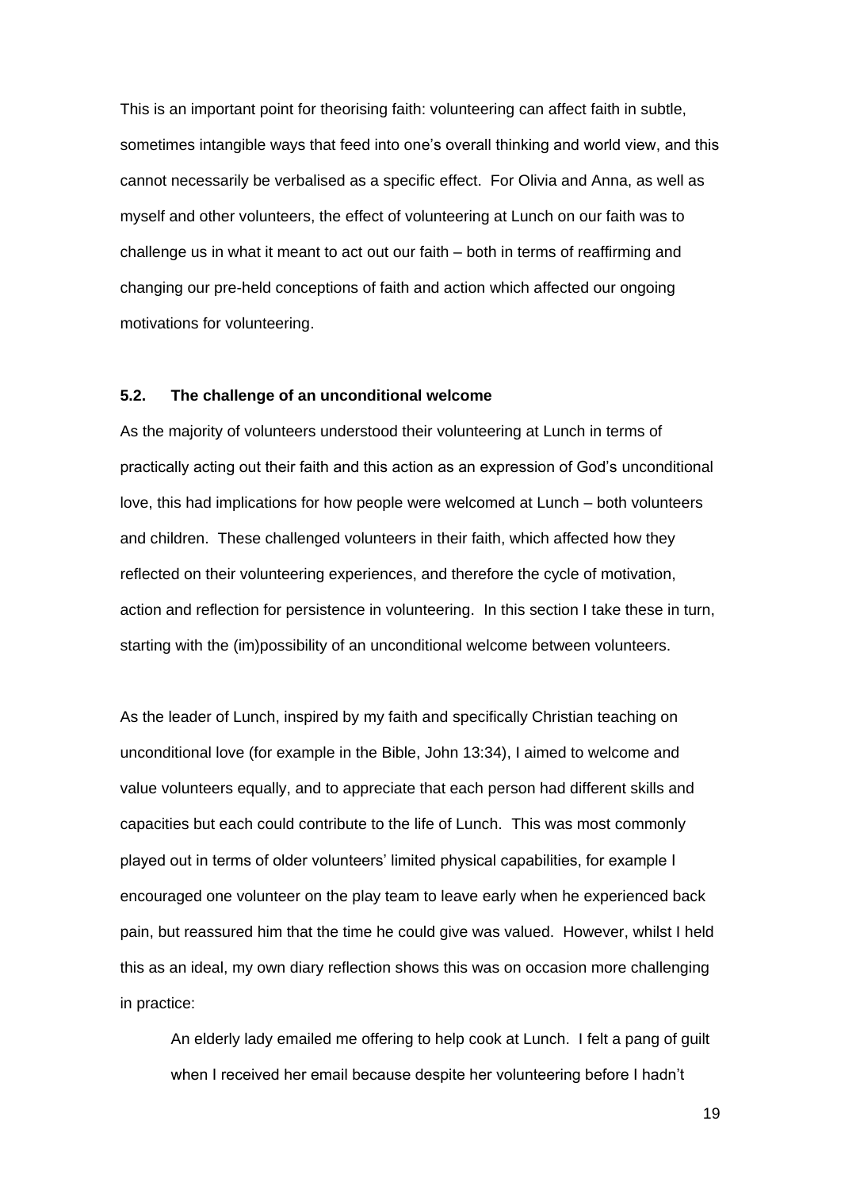This is an important point for theorising faith: volunteering can affect faith in subtle, sometimes intangible ways that feed into one's overall thinking and world view, and this cannot necessarily be verbalised as a specific effect. For Olivia and Anna, as well as myself and other volunteers, the effect of volunteering at Lunch on our faith was to challenge us in what it meant to act out our faith – both in terms of reaffirming and changing our pre-held conceptions of faith and action which affected our ongoing motivations for volunteering.

### 5.2. The challenge of an unconditional welcome

As the majority of volunteers understood their volunteering at Lunch in terms of practically acting out their faith and this action as an expression of God's unconditional love, this had implications for how people were welcomed at Lunch – both volunteers and children. These challenged volunteers in their faith, which affected how they reflected on their volunteering experiences, and therefore the cycle of motivation, action and reflection for persistence in volunteering. In this section I take these in turn, starting with the (im)possibility of an unconditional welcome between volunteers.

As the leader of Lunch, inspired by my faith and specifically Christian teaching on unconditional love (for example in the Bible, John 13:34), I aimed to welcome and value volunteers equally, and to appreciate that each person had different skills and capacities but each could contribute to the life of Lunch. This was most commonly played out in terms of older volunteers' limited physical capabilities, for example I encouraged one volunteer on the play team to leave early when he experienced back pain, but reassured him that the time he could give was valued. However, whilst I held this as an ideal, my own diary reflection shows this was on occasion more challenging in practice:

> An elderly lady emailed me offering to help cook at Lunch. I felt a pang of guilt when I received her email because despite her volunteering before I hadn't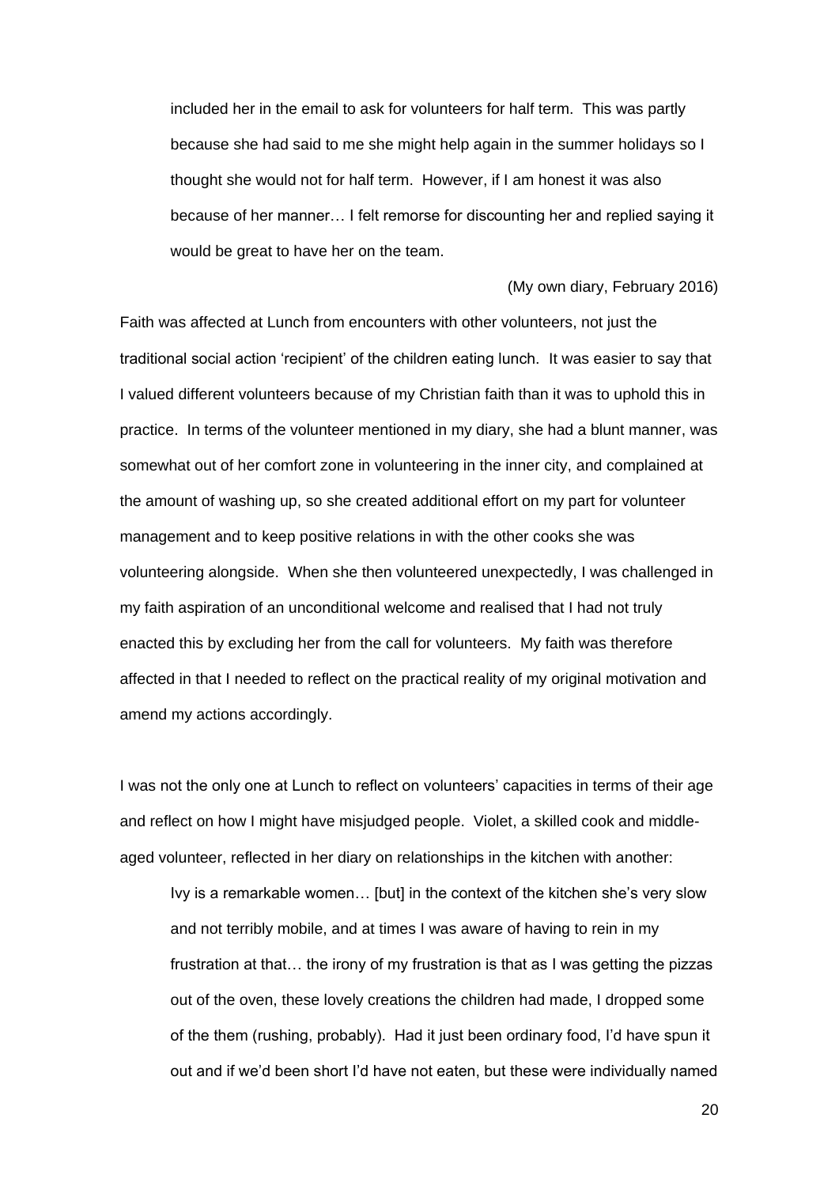included her in the email to ask for volunteers for half term. This was partly because she had said to me she might help again in the summer holidays so I thought she would not for half term. However, if I am honest it was also because of her manner… I felt remorse for discounting her and replied saying it would be great to have her on the team.

(My own diary, February 2016)

Faith was affected at Lunch from encounters with other volunteers, not just the traditional social action 'recipient' of the children eating lunch. It was easier to say that I valued different volunteers because of my Christian faith than it was to uphold this in practice. In terms of the volunteer mentioned in my diary, she had a blunt manner, was somewhat out of her comfort zone in volunteering in the inner city, and complained at the amount of washing up, so she created additional effort on my part for volunteer management and to keep positive relations in with the other cooks she was volunteering alongside. When she then volunteered unexpectedly, I was challenged in my faith aspiration of an unconditional welcome and realised that I had not truly enacted this by excluding her from the call for volunteers. My faith was therefore affected in that I needed to reflect on the practical reality of my original motivation and amend my actions accordingly.

I was not the only one at Lunch to reflect on volunteers' capacities in terms of their age and reflect on how I might have misjudged people. Violet, a skilled cook and middle-aged volunteer, reflected in her diary on relationships in the kitchen with another:

> Ivy is a remarkable women… [but] in the context of the kitchen she's very slow and not terribly mobile, and at times I was aware of having to rein in my frustration at that… the irony of my frustration is that as I was getting the pizzas out of the oven, these lovely creations the children had made, I dropped some of the them (rushing, probably). Had it just been ordinary food, I'd have spun it out and if we'd been short I'd have not eaten, but these were individually named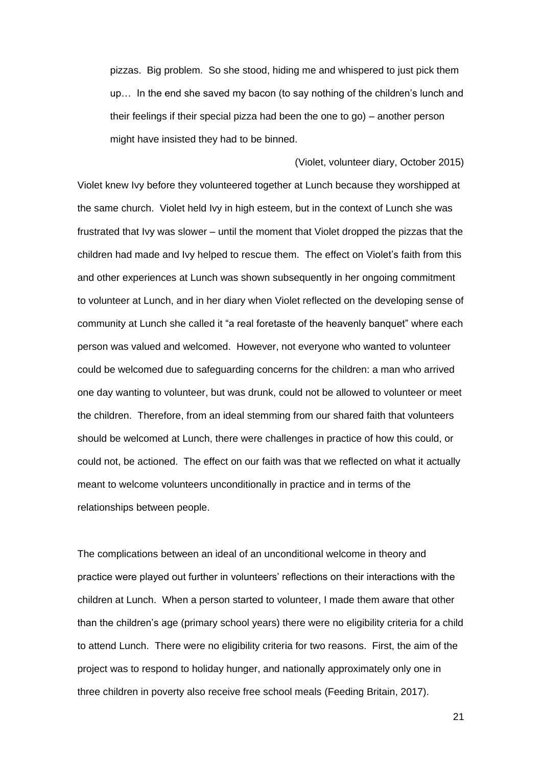> pizzas. Big problem. So she stood, hiding me and whispered to just pick them up… In the end she saved my bacon (to say nothing of the children's lunch and their feelings if their special pizza had been the one to go) – another person might have insisted they had to be binned.
>
> (Violet, volunteer diary, October 2015)

Violet knew Ivy before they volunteered together at Lunch because they worshipped at the same church. Violet held Ivy in high esteem, but in the context of Lunch she was frustrated that Ivy was slower – until the moment that Violet dropped the pizzas that the children had made and Ivy helped to rescue them. The effect on Violet's faith from this and other experiences at Lunch was shown subsequently in her ongoing commitment to volunteer at Lunch, and in her diary when Violet reflected on the developing sense of community at Lunch she called it "a real foretaste of the heavenly banquet" where each person was valued and welcomed. However, not everyone who wanted to volunteer could be welcomed due to safeguarding concerns for the children: a man who arrived one day wanting to volunteer, but was drunk, could not be allowed to volunteer or meet the children. Therefore, from an ideal stemming from our shared faith that volunteers should be welcomed at Lunch, there were challenges in practice of how this could, or could not, be actioned. The effect on our faith was that we reflected on what it actually meant to welcome volunteers unconditionally in practice and in terms of the relationships between people.

The complications between an ideal of an unconditional welcome in theory and practice were played out further in volunteers' reflections on their interactions with the children at Lunch. When a person started to volunteer, I made them aware that other than the children's age (primary school years) there were no eligibility criteria for a child to attend Lunch. There were no eligibility criteria for two reasons. First, the aim of the project was to respond to holiday hunger, and nationally approximately only one in three children in poverty also receive free school meals (Feeding Britain, 2017).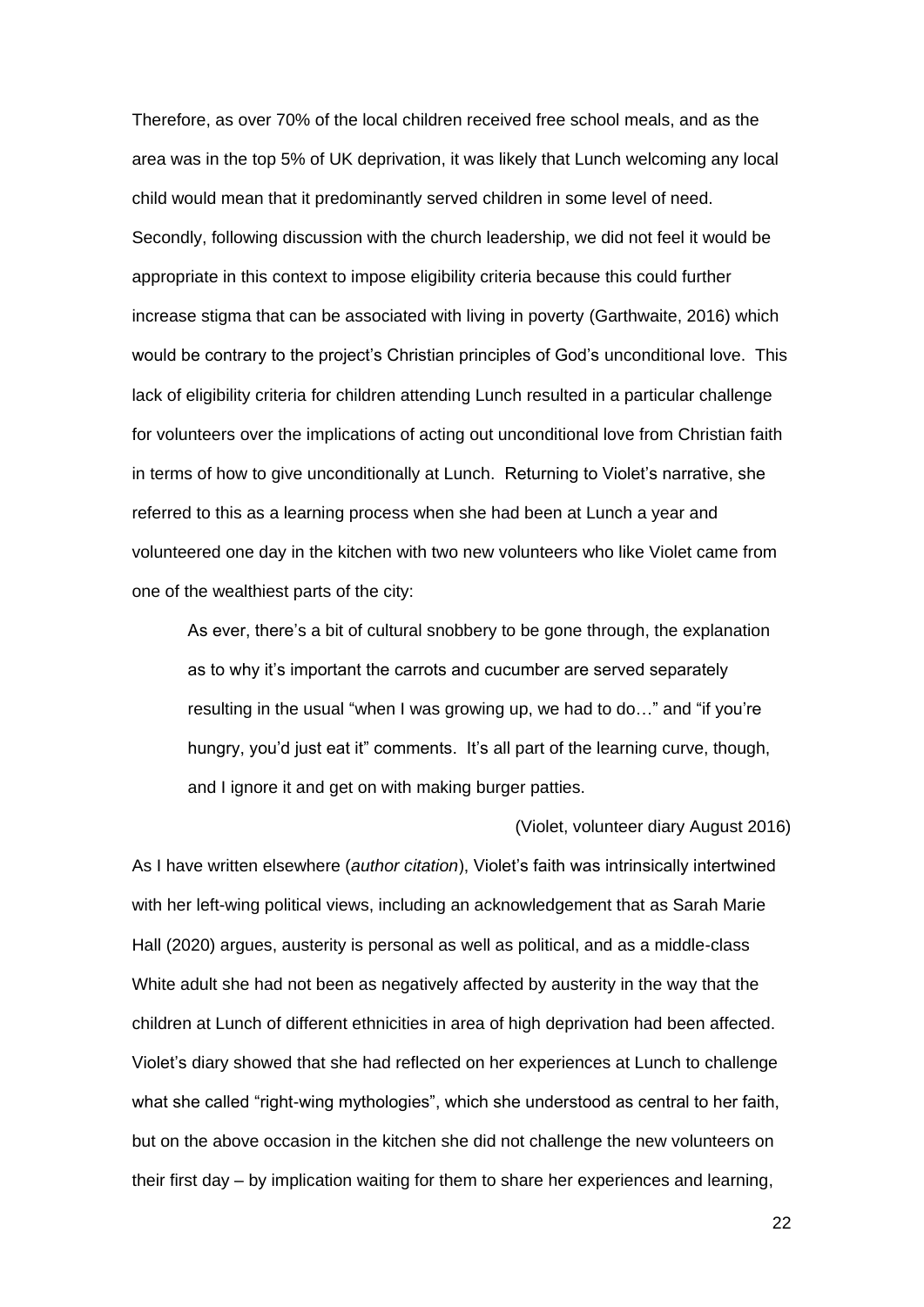Therefore, as over 70% of the local children received free school meals, and as the area was in the top 5% of UK deprivation, it was likely that Lunch welcoming any local child would mean that it predominantly served children in some level of need. Secondly, following discussion with the church leadership, we did not feel it would be appropriate in this context to impose eligibility criteria because this could further increase stigma that can be associated with living in poverty (Garthwaite, 2016) which would be contrary to the project's Christian principles of God's unconditional love. This lack of eligibility criteria for children attending Lunch resulted in a particular challenge for volunteers over the implications of acting out unconditional love from Christian faith in terms of how to give unconditionally at Lunch. Returning to Violet's narrative, she referred to this as a learning process when she had been at Lunch a year and volunteered one day in the kitchen with two new volunteers who like Violet came from one of the wealthiest parts of the city:

> As ever, there's a bit of cultural snobbery to be gone through, the explanation as to why it's important the carrots and cucumber are served separately resulting in the usual "when I was growing up, we had to do…" and "if you're hungry, you'd just eat it" comments. It's all part of the learning curve, though, and I ignore it and get on with making burger patties.
>
> (Violet, volunteer diary August 2016)

As I have written elsewhere (*author citation*), Violet's faith was intrinsically intertwined with her left-wing political views, including an acknowledgement that as Sarah Marie Hall (2020) argues, austerity is personal as well as political, and as a middle-class White adult she had not been as negatively affected by austerity in the way that the children at Lunch of different ethnicities in area of high deprivation had been affected. Violet's diary showed that she had reflected on her experiences at Lunch to challenge what she called "right-wing mythologies", which she understood as central to her faith, but on the above occasion in the kitchen she did not challenge the new volunteers on their first day – by implication waiting for them to share her experiences and learning,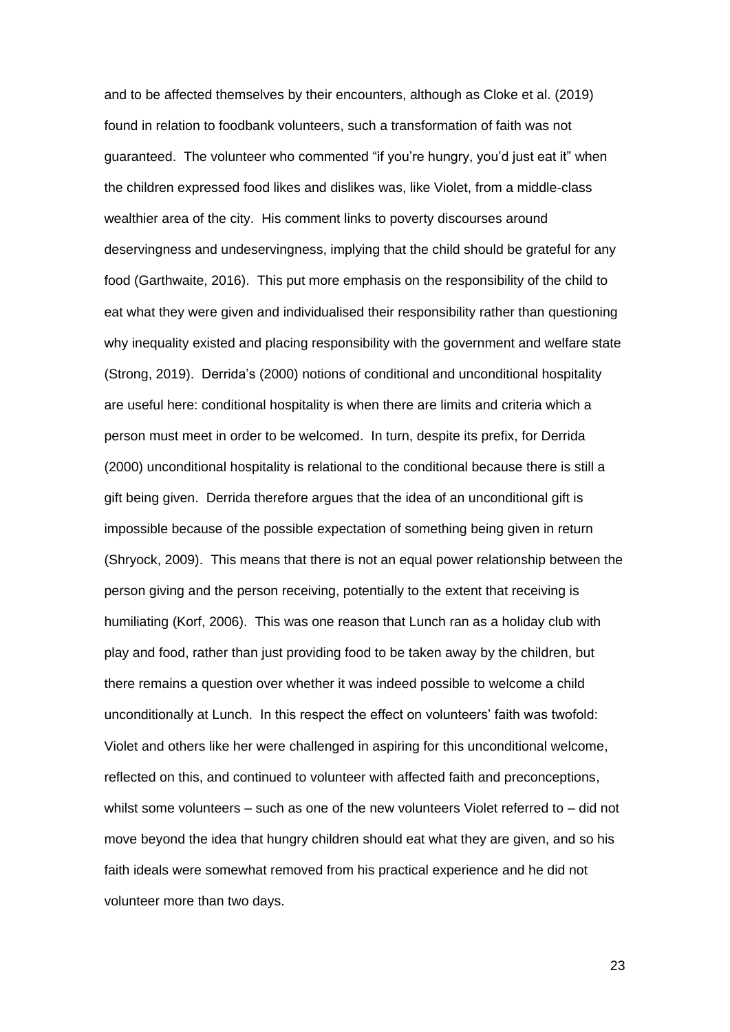and to be affected themselves by their encounters, although as Cloke et al. (2019) found in relation to foodbank volunteers, such a transformation of faith was not guaranteed. The volunteer who commented "if you're hungry, you'd just eat it" when the children expressed food likes and dislikes was, like Violet, from a middle-class wealthier area of the city. His comment links to poverty discourses around deservingness and undeservingness, implying that the child should be grateful for any food (Garthwaite, 2016). This put more emphasis on the responsibility of the child to eat what they were given and individualised their responsibility rather than questioning why inequality existed and placing responsibility with the government and welfare state (Strong, 2019). Derrida's (2000) notions of conditional and unconditional hospitality are useful here: conditional hospitality is when there are limits and criteria which a person must meet in order to be welcomed. In turn, despite its prefix, for Derrida (2000) unconditional hospitality is relational to the conditional because there is still a gift being given. Derrida therefore argues that the idea of an unconditional gift is impossible because of the possible expectation of something being given in return (Shryock, 2009). This means that there is not an equal power relationship between the person giving and the person receiving, potentially to the extent that receiving is humiliating (Korf, 2006). This was one reason that Lunch ran as a holiday club with play and food, rather than just providing food to be taken away by the children, but there remains a question over whether it was indeed possible to welcome a child unconditionally at Lunch. In this respect the effect on volunteers' faith was twofold: Violet and others like her were challenged in aspiring for this unconditional welcome, reflected on this, and continued to volunteer with affected faith and preconceptions, whilst some volunteers – such as one of the new volunteers Violet referred to – did not move beyond the idea that hungry children should eat what they are given, and so his faith ideals were somewhat removed from his practical experience and he did not volunteer more than two days.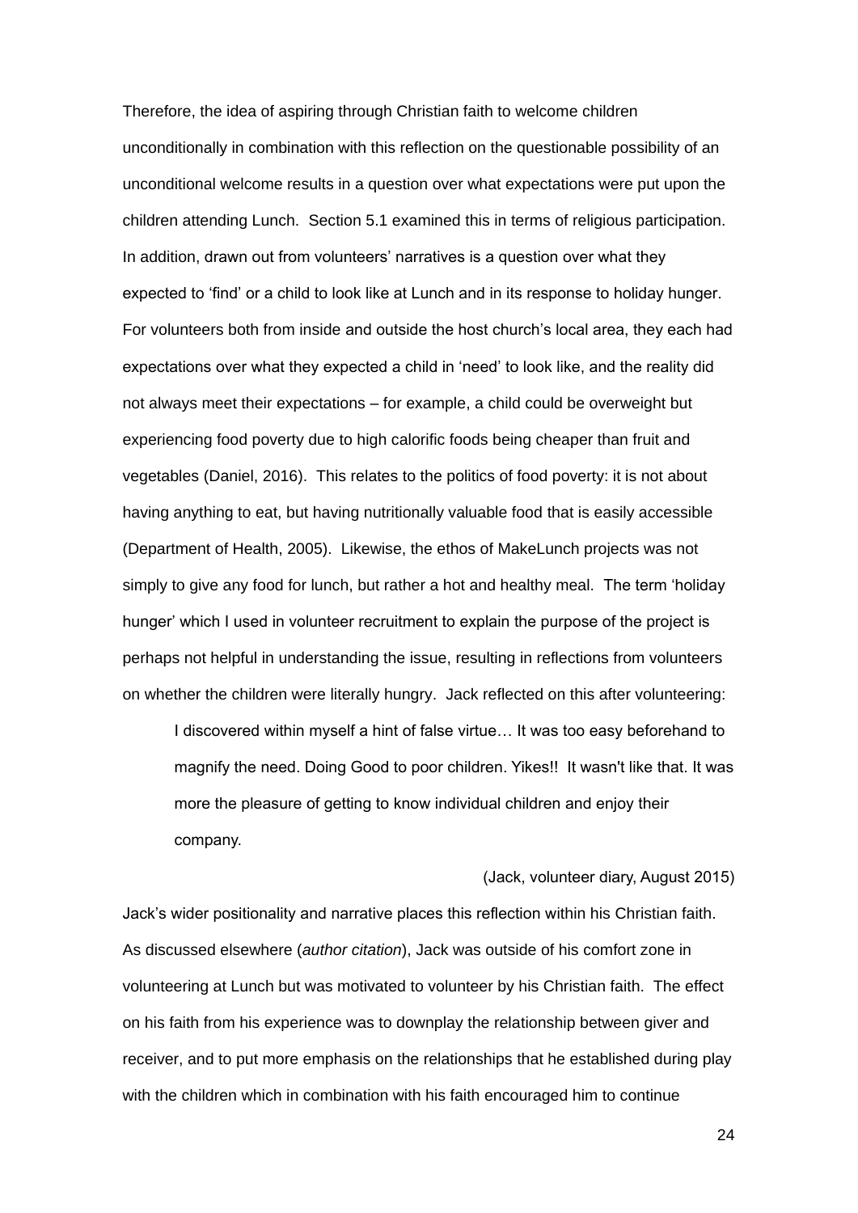Therefore, the idea of aspiring through Christian faith to welcome children unconditionally in combination with this reflection on the questionable possibility of an unconditional welcome results in a question over what expectations were put upon the children attending Lunch. Section 5.1 examined this in terms of religious participation. In addition, drawn out from volunteers' narratives is a question over what they expected to 'find' or a child to look like at Lunch and in its response to holiday hunger. For volunteers both from inside and outside the host church's local area, they each had expectations over what they expected a child in 'need' to look like, and the reality did not always meet their expectations – for example, a child could be overweight but experiencing food poverty due to high calorific foods being cheaper than fruit and vegetables (Daniel, 2016). This relates to the politics of food poverty: it is not about having anything to eat, but having nutritionally valuable food that is easily accessible (Department of Health, 2005). Likewise, the ethos of MakeLunch projects was not simply to give any food for lunch, but rather a hot and healthy meal. The term 'holiday hunger' which I used in volunteer recruitment to explain the purpose of the project is perhaps not helpful in understanding the issue, resulting in reflections from volunteers on whether the children were literally hungry. Jack reflected on this after volunteering:

> I discovered within myself a hint of false virtue… It was too easy beforehand to magnify the need. Doing Good to poor children. Yikes!! It wasn't like that. It was more the pleasure of getting to know individual children and enjoy their company.
>
> (Jack, volunteer diary, August 2015)

Jack's wider positionality and narrative places this reflection within his Christian faith. As discussed elsewhere (*author citation*), Jack was outside of his comfort zone in volunteering at Lunch but was motivated to volunteer by his Christian faith. The effect on his faith from his experience was to downplay the relationship between giver and receiver, and to put more emphasis on the relationships that he established during play with the children which in combination with his faith encouraged him to continue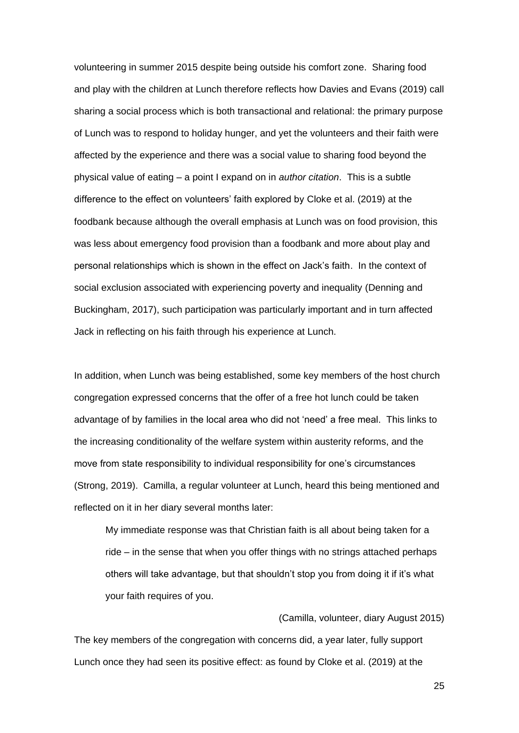volunteering in summer 2015 despite being outside his comfort zone. Sharing food and play with the children at Lunch therefore reflects how Davies and Evans (2019) call sharing a social process which is both transactional and relational: the primary purpose of Lunch was to respond to holiday hunger, and yet the volunteers and their faith were affected by the experience and there was a social value to sharing food beyond the physical value of eating – a point I expand on in *author citation*. This is a subtle difference to the effect on volunteers' faith explored by Cloke et al. (2019) at the foodbank because although the overall emphasis at Lunch was on food provision, this was less about emergency food provision than a foodbank and more about play and personal relationships which is shown in the effect on Jack's faith. In the context of social exclusion associated with experiencing poverty and inequality (Denning and Buckingham, 2017), such participation was particularly important and in turn affected Jack in reflecting on his faith through his experience at Lunch.

In addition, when Lunch was being established, some key members of the host church congregation expressed concerns that the offer of a free hot lunch could be taken advantage of by families in the local area who did not 'need' a free meal. This links to the increasing conditionality of the welfare system within austerity reforms, and the move from state responsibility to individual responsibility for one's circumstances (Strong, 2019). Camilla, a regular volunteer at Lunch, heard this being mentioned and reflected on it in her diary several months later:

> My immediate response was that Christian faith is all about being taken for a ride – in the sense that when you offer things with no strings attached perhaps others will take advantage, but that shouldn't stop you from doing it if it's what your faith requires of you.
>
> (Camilla, volunteer, diary August 2015)

The key members of the congregation with concerns did, a year later, fully support Lunch once they had seen its positive effect: as found by Cloke et al. (2019) at the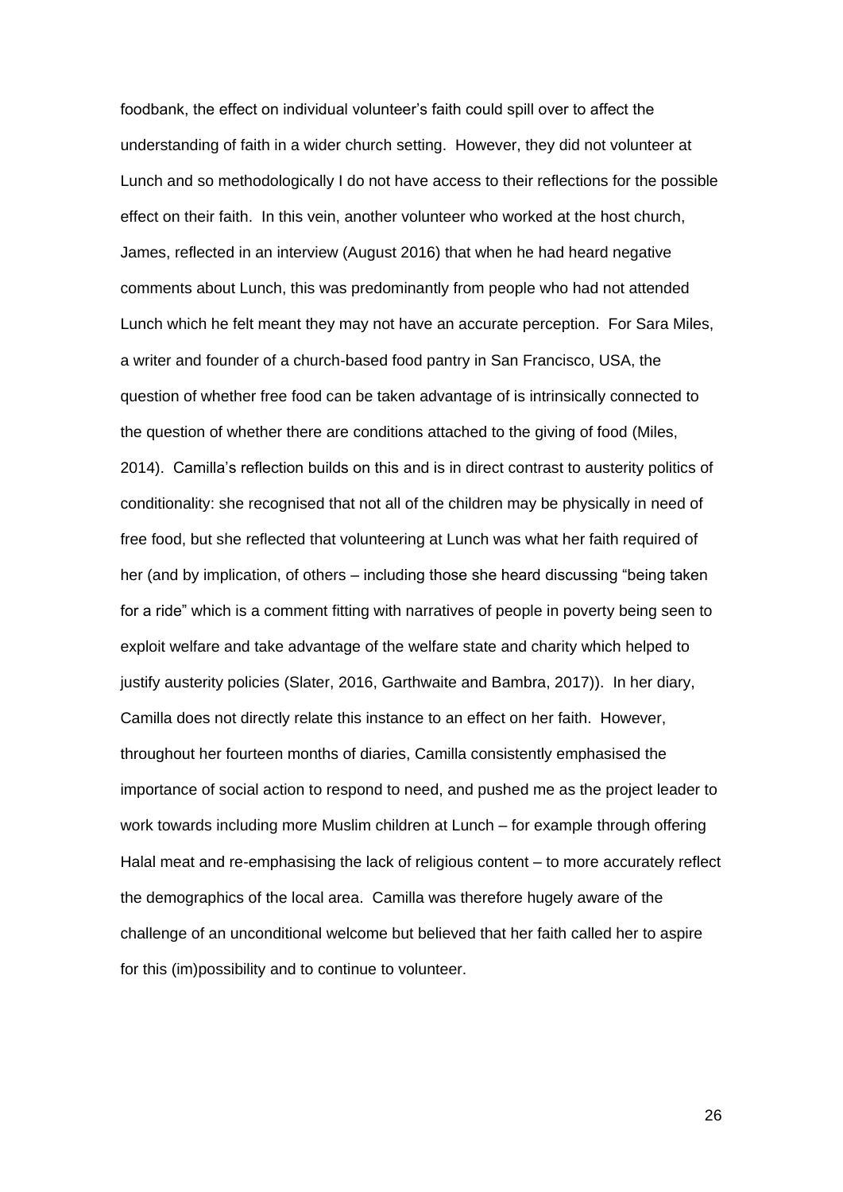foodbank, the effect on individual volunteer's faith could spill over to affect the understanding of faith in a wider church setting. However, they did not volunteer at Lunch and so methodologically I do not have access to their reflections for the possible effect on their faith. In this vein, another volunteer who worked at the host church, James, reflected in an interview (August 2016) that when he had heard negative comments about Lunch, this was predominantly from people who had not attended Lunch which he felt meant they may not have an accurate perception. For Sara Miles, a writer and founder of a church-based food pantry in San Francisco, USA, the question of whether free food can be taken advantage of is intrinsically connected to the question of whether there are conditions attached to the giving of food (Miles, 2014). Camilla's reflection builds on this and is in direct contrast to austerity politics of conditionality: she recognised that not all of the children may be physically in need of free food, but she reflected that volunteering at Lunch was what her faith required of her (and by implication, of others – including those she heard discussing "being taken for a ride" which is a comment fitting with narratives of people in poverty being seen to exploit welfare and take advantage of the welfare state and charity which helped to justify austerity policies (Slater, 2016, Garthwaite and Bambra, 2017)). In her diary, Camilla does not directly relate this instance to an effect on her faith. However, throughout her fourteen months of diaries, Camilla consistently emphasised the importance of social action to respond to need, and pushed me as the project leader to work towards including more Muslim children at Lunch – for example through offering Halal meat and re-emphasising the lack of religious content – to more accurately reflect the demographics of the local area. Camilla was therefore hugely aware of the challenge of an unconditional welcome but believed that her faith called her to aspire for this (im)possibility and to continue to volunteer.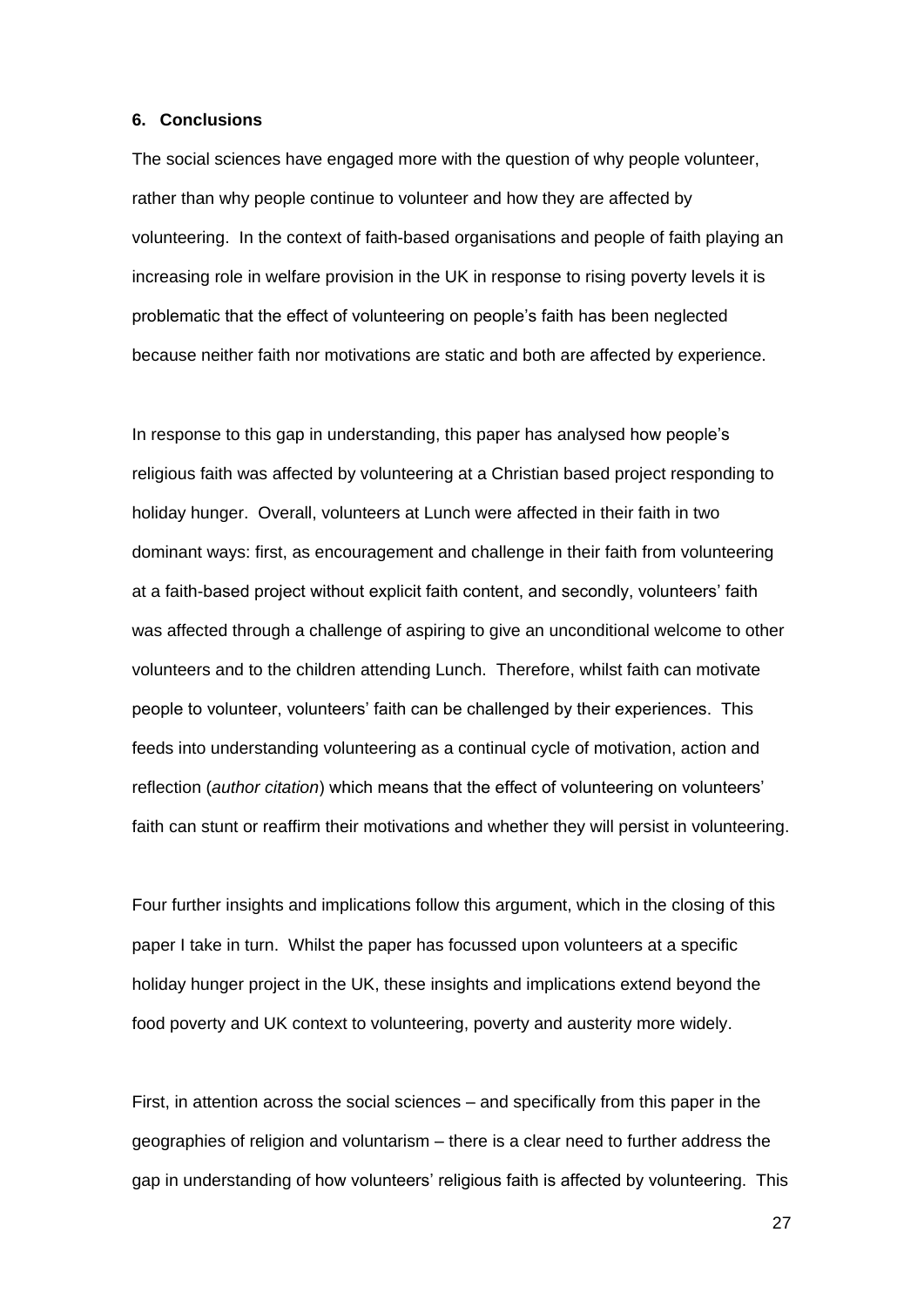## 6. Conclusions

The social sciences have engaged more with the question of why people volunteer, rather than why people continue to volunteer and how they are affected by volunteering. In the context of faith-based organisations and people of faith playing an increasing role in welfare provision in the UK in response to rising poverty levels it is problematic that the effect of volunteering on people's faith has been neglected because neither faith nor motivations are static and both are affected by experience.

In response to this gap in understanding, this paper has analysed how people's religious faith was affected by volunteering at a Christian based project responding to holiday hunger. Overall, volunteers at Lunch were affected in their faith in two dominant ways: first, as encouragement and challenge in their faith from volunteering at a faith-based project without explicit faith content, and secondly, volunteers' faith was affected through a challenge of aspiring to give an unconditional welcome to other volunteers and to the children attending Lunch. Therefore, whilst faith can motivate people to volunteer, volunteers' faith can be challenged by their experiences. This feeds into understanding volunteering as a continual cycle of motivation, action and reflection (*author citation*) which means that the effect of volunteering on volunteers' faith can stunt or reaffirm their motivations and whether they will persist in volunteering.

Four further insights and implications follow this argument, which in the closing of this paper I take in turn. Whilst the paper has focussed upon volunteers at a specific holiday hunger project in the UK, these insights and implications extend beyond the food poverty and UK context to volunteering, poverty and austerity more widely.

First, in attention across the social sciences – and specifically from this paper in the geographies of religion and voluntarism – there is a clear need to further address the gap in understanding of how volunteers' religious faith is affected by volunteering. This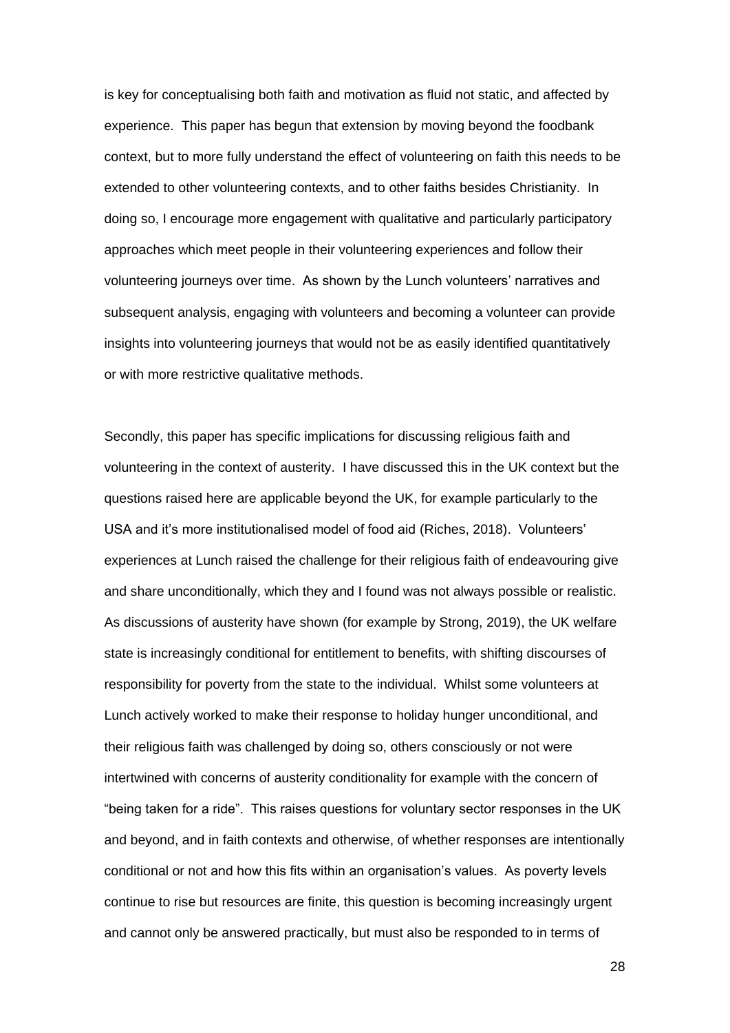is key for conceptualising both faith and motivation as fluid not static, and affected by experience. This paper has begun that extension by moving beyond the foodbank context, but to more fully understand the effect of volunteering on faith this needs to be extended to other volunteering contexts, and to other faiths besides Christianity. In doing so, I encourage more engagement with qualitative and particularly participatory approaches which meet people in their volunteering experiences and follow their volunteering journeys over time. As shown by the Lunch volunteers' narratives and subsequent analysis, engaging with volunteers and becoming a volunteer can provide insights into volunteering journeys that would not be as easily identified quantitatively or with more restrictive qualitative methods.

Secondly, this paper has specific implications for discussing religious faith and volunteering in the context of austerity. I have discussed this in the UK context but the questions raised here are applicable beyond the UK, for example particularly to the USA and it's more institutionalised model of food aid (Riches, 2018). Volunteers' experiences at Lunch raised the challenge for their religious faith of endeavouring give and share unconditionally, which they and I found was not always possible or realistic. As discussions of austerity have shown (for example by Strong, 2019), the UK welfare state is increasingly conditional for entitlement to benefits, with shifting discourses of responsibility for poverty from the state to the individual. Whilst some volunteers at Lunch actively worked to make their response to holiday hunger unconditional, and their religious faith was challenged by doing so, others consciously or not were intertwined with concerns of austerity conditionality for example with the concern of "being taken for a ride". This raises questions for voluntary sector responses in the UK and beyond, and in faith contexts and otherwise, of whether responses are intentionally conditional or not and how this fits within an organisation's values. As poverty levels continue to rise but resources are finite, this question is becoming increasingly urgent and cannot only be answered practically, but must also be responded to in terms of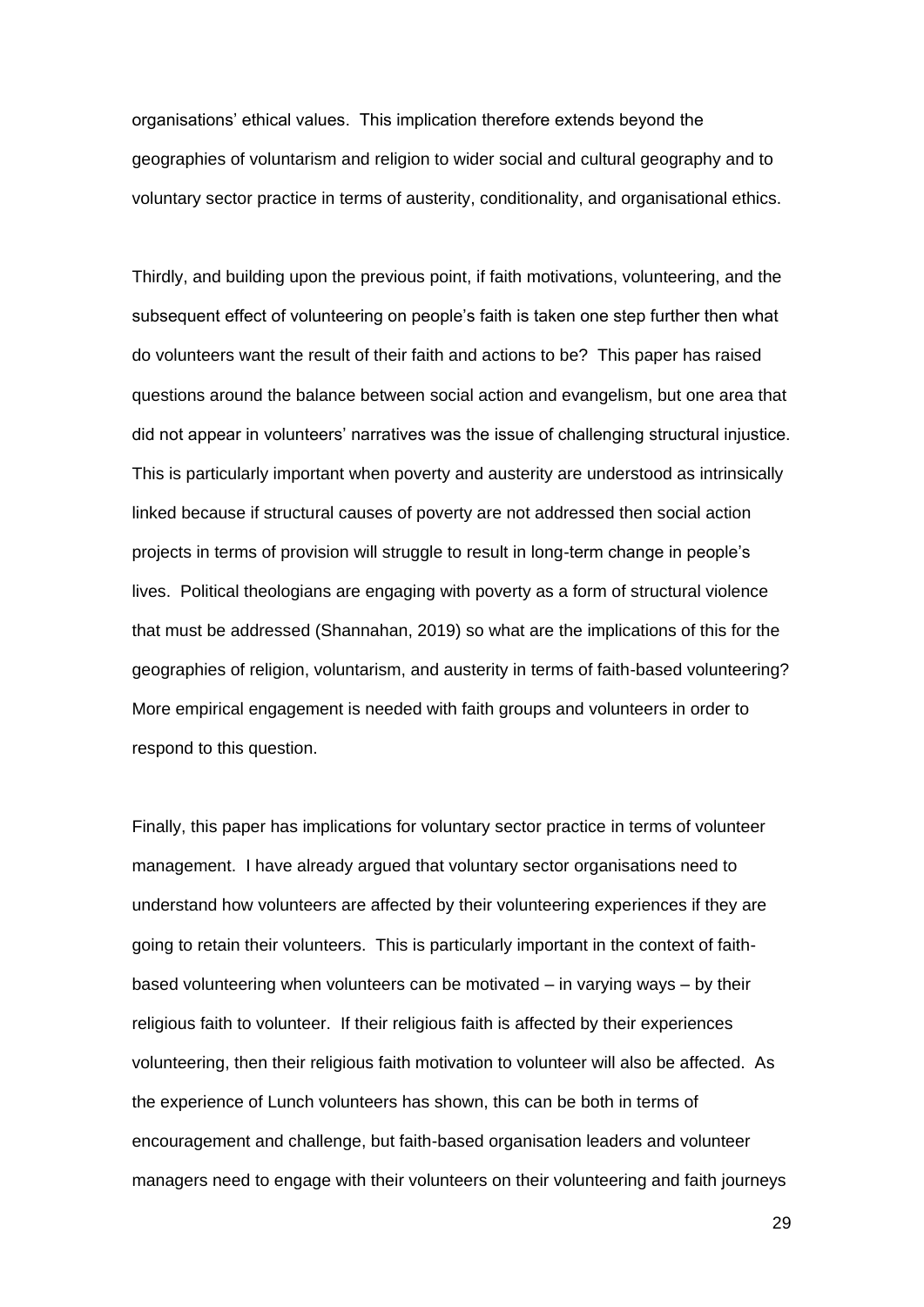organisations' ethical values. This implication therefore extends beyond the geographies of voluntarism and religion to wider social and cultural geography and to voluntary sector practice in terms of austerity, conditionality, and organisational ethics.

Thirdly, and building upon the previous point, if faith motivations, volunteering, and the subsequent effect of volunteering on people's faith is taken one step further then what do volunteers want the result of their faith and actions to be? This paper has raised questions around the balance between social action and evangelism, but one area that did not appear in volunteers' narratives was the issue of challenging structural injustice. This is particularly important when poverty and austerity are understood as intrinsically linked because if structural causes of poverty are not addressed then social action projects in terms of provision will struggle to result in long-term change in people's lives. Political theologians are engaging with poverty as a form of structural violence that must be addressed (Shannahan, 2019) so what are the implications of this for the geographies of religion, voluntarism, and austerity in terms of faith-based volunteering? More empirical engagement is needed with faith groups and volunteers in order to respond to this question.

Finally, this paper has implications for voluntary sector practice in terms of volunteer management. I have already argued that voluntary sector organisations need to understand how volunteers are affected by their volunteering experiences if they are going to retain their volunteers. This is particularly important in the context of faith-based volunteering when volunteers can be motivated – in varying ways – by their religious faith to volunteer. If their religious faith is affected by their experiences volunteering, then their religious faith motivation to volunteer will also be affected. As the experience of Lunch volunteers has shown, this can be both in terms of encouragement and challenge, but faith-based organisation leaders and volunteer managers need to engage with their volunteers on their volunteering and faith journeys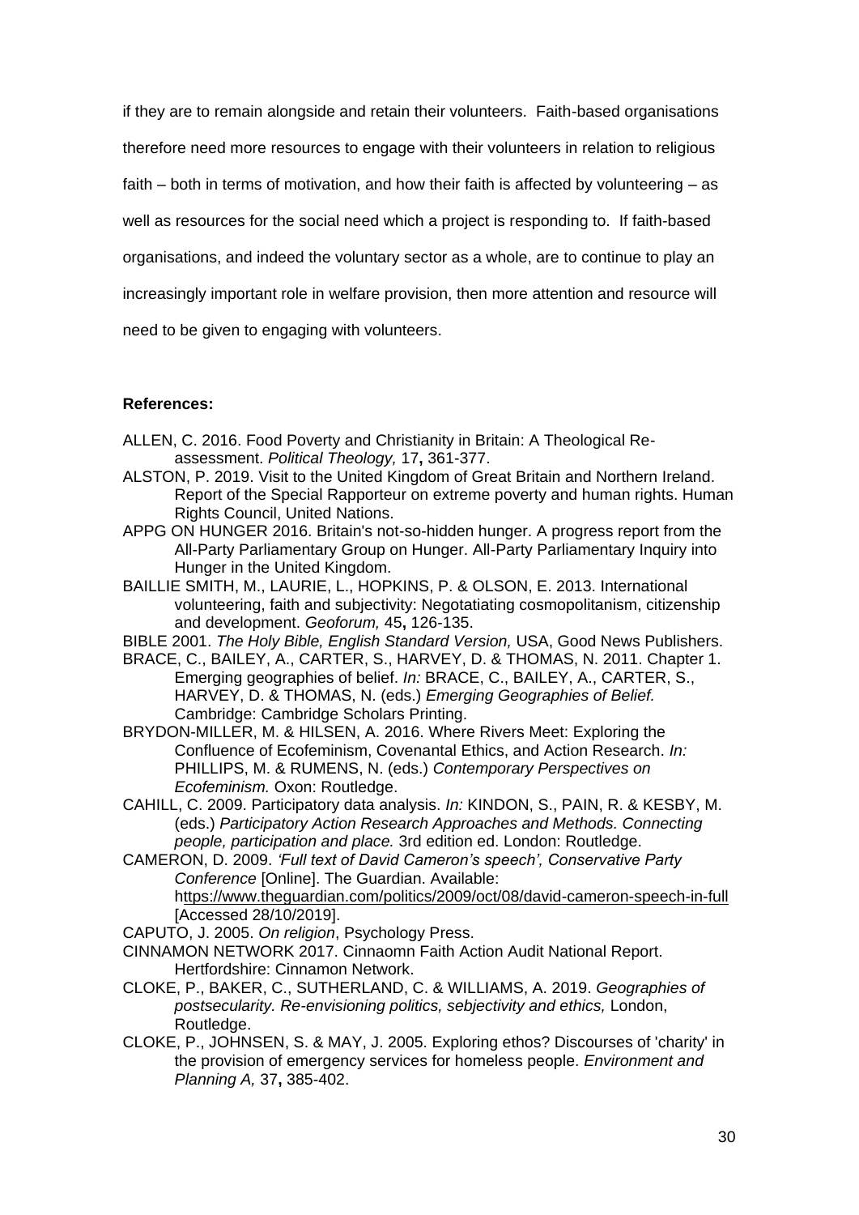if they are to remain alongside and retain their volunteers. Faith-based organisations therefore need more resources to engage with their volunteers in relation to religious faith – both in terms of motivation, and how their faith is affected by volunteering – as well as resources for the social need which a project is responding to. If faith-based organisations, and indeed the voluntary sector as a whole, are to continue to play an increasingly important role in welfare provision, then more attention and resource will need to be given to engaging with volunteers.

**References:**

ALLEN, C. 2016. Food Poverty and Christianity in Britain: A Theological Re-assessment. *Political Theology,* 17**,** 361-377.

ALSTON, P. 2019. Visit to the United Kingdom of Great Britain and Northern Ireland. Report of the Special Rapporteur on extreme poverty and human rights. Human Rights Council, United Nations.

APPG ON HUNGER 2016. Britain's not-so-hidden hunger. A progress report from the All-Party Parliamentary Group on Hunger. All-Party Parliamentary Inquiry into Hunger in the United Kingdom.

BAILLIE SMITH, M., LAURIE, L., HOPKINS, P. & OLSON, E. 2013. International volunteering, faith and subjectivity: Negotatiating cosmopolitanism, citizenship and development. *Geoforum,* 45**,** 126-135.

BIBLE 2001. *The Holy Bible, English Standard Version,* USA, Good News Publishers.

BRACE, C., BAILEY, A., CARTER, S., HARVEY, D. & THOMAS, N. 2011. Chapter 1. Emerging geographies of belief. *In:* BRACE, C., BAILEY, A., CARTER, S., HARVEY, D. & THOMAS, N. (eds.) *Emerging Geographies of Belief.* Cambridge: Cambridge Scholars Printing.

BRYDON-MILLER, M. & HILSEN, A. 2016. Where Rivers Meet: Exploring the Confluence of Ecofeminism, Covenantal Ethics, and Action Research. *In:* PHILLIPS, M. & RUMENS, N. (eds.) *Contemporary Perspectives on Ecofeminism.* Oxon: Routledge.

CAHILL, C. 2009. Participatory data analysis. *In:* KINDON, S., PAIN, R. & KESBY, M. (eds.) *Participatory Action Research Approaches and Methods. Connecting people, participation and place.* 3rd edition ed. London: Routledge.

CAMERON, D. 2009. *'Full text of David Cameron's speech', Conservative Party Conference* [Online]. The Guardian. Available: https://www.theguardian.com/politics/2009/oct/08/david-cameron-speech-in-full [Accessed 28/10/2019].

CAPUTO, J. 2005. *On religion*, Psychology Press.

CINNAMON NETWORK 2017. Cinnaomn Faith Action Audit National Report. Hertfordshire: Cinnamon Network.

CLOKE, P., BAKER, C., SUTHERLAND, C. & WILLIAMS, A. 2019. *Geographies of postsecularity. Re-envisioning politics, sebjectivity and ethics,* London, Routledge.

CLOKE, P., JOHNSEN, S. & MAY, J. 2005. Exploring ethos? Discourses of 'charity' in the provision of emergency services for homeless people. *Environment and Planning A,* 37**,** 385-402.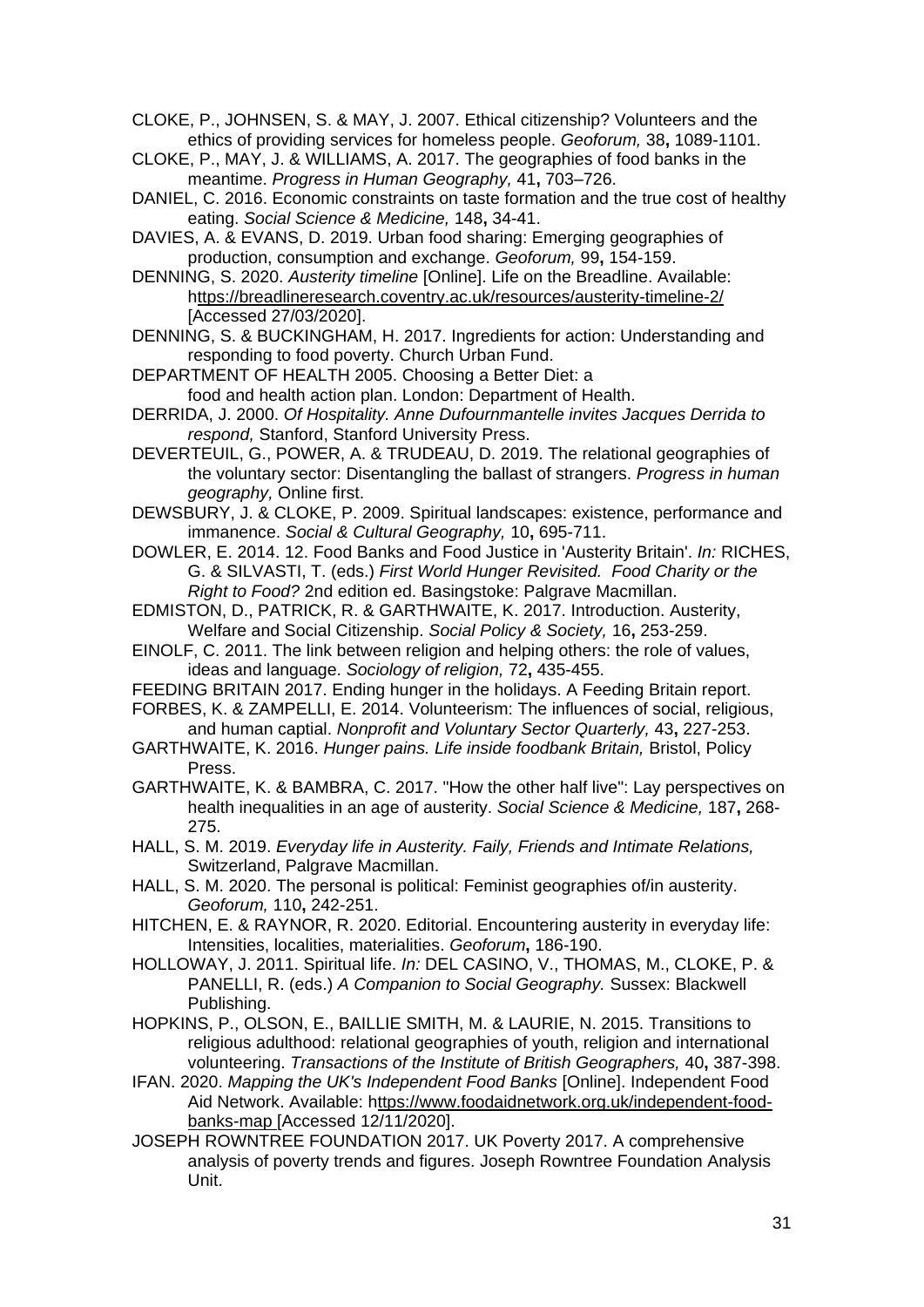CLOKE, P., JOHNSEN, S. & MAY, J. 2007. Ethical citizenship? Volunteers and the ethics of providing services for homeless people. *Geoforum,* 38**,** 1089-1101.

CLOKE, P., MAY, J. & WILLIAMS, A. 2017. The geographies of food banks in the meantime. *Progress in Human Geography,* 41**,** 703–726.

DANIEL, C. 2016. Economic constraints on taste formation and the true cost of healthy eating. *Social Science & Medicine,* 148**,** 34-41.

DAVIES, A. & EVANS, D. 2019. Urban food sharing: Emerging geographies of production, consumption and exchange. *Geoforum,* 99**,** 154-159.

DENNING, S. 2020. *Austerity timeline* [Online]. Life on the Breadline. Available: https://breadlineresearch.coventry.ac.uk/resources/austerity-timeline-2/ [Accessed 27/03/2020].

DENNING, S. & BUCKINGHAM, H. 2017. Ingredients for action: Understanding and responding to food poverty. Church Urban Fund.

DEPARTMENT OF HEALTH 2005. Choosing a Better Diet: a food and health action plan. London: Department of Health.

DERRIDA, J. 2000. *Of Hospitality. Anne Dufournmantelle invites Jacques Derrida to respond,* Stanford, Stanford University Press.

DEVERTEUIL, G., POWER, A. & TRUDEAU, D. 2019. The relational geographies of the voluntary sector: Disentangling the ballast of strangers. *Progress in human geography,* Online first.

DEWSBURY, J. & CLOKE, P. 2009. Spiritual landscapes: existence, performance and immanence. *Social & Cultural Geography,* 10**,** 695-711.

DOWLER, E. 2014. 12. Food Banks and Food Justice in 'Austerity Britain'. *In:* RICHES, G. & SILVASTI, T. (eds.) *First World Hunger Revisited. Food Charity or the Right to Food?* 2nd edition ed. Basingstoke: Palgrave Macmillan.

EDMISTON, D., PATRICK, R. & GARTHWAITE, K. 2017. Introduction. Austerity, Welfare and Social Citizenship. *Social Policy & Society,* 16**,** 253-259.

EINOLF, C. 2011. The link between religion and helping others: the role of values, ideas and language. *Sociology of religion,* 72**,** 435-455.

FEEDING BRITAIN 2017. Ending hunger in the holidays. A Feeding Britain report.

FORBES, K. & ZAMPELLI, E. 2014. Volunteerism: The influences of social, religious, and human captial. *Nonprofit and Voluntary Sector Quarterly,* 43**,** 227-253.

GARTHWAITE, K. 2016. *Hunger pains. Life inside foodbank Britain,* Bristol, Policy Press.

GARTHWAITE, K. & BAMBRA, C. 2017. "How the other half live": Lay perspectives on health inequalities in an age of austerity. *Social Science & Medicine,* 187**,** 268-275.

HALL, S. M. 2019. *Everyday life in Austerity. Faily, Friends and Intimate Relations,* Switzerland, Palgrave Macmillan.

HALL, S. M. 2020. The personal is political: Feminist geographies of/in austerity. *Geoforum,* 110**,** 242-251.

HITCHEN, E. & RAYNOR, R. 2020. Editorial. Encountering austerity in everyday life: Intensities, localities, materialities. *Geoforum***,** 186-190.

HOLLOWAY, J. 2011. Spiritual life. *In:* DEL CASINO, V., THOMAS, M., CLOKE, P. & PANELLI, R. (eds.) *A Companion to Social Geography.* Sussex: Blackwell Publishing.

HOPKINS, P., OLSON, E., BAILLIE SMITH, M. & LAURIE, N. 2015. Transitions to religious adulthood: relational geographies of youth, religion and international volunteering. *Transactions of the Institute of British Geographers,* 40**,** 387-398.

IFAN. 2020. *Mapping the UK's Independent Food Banks* [Online]. Independent Food Aid Network. Available: https://www.foodaidnetwork.org.uk/independent-food-banks-map [Accessed 12/11/2020].

JOSEPH ROWNTREE FOUNDATION 2017. UK Poverty 2017. A comprehensive analysis of poverty trends and figures. Joseph Rowntree Foundation Analysis Unit.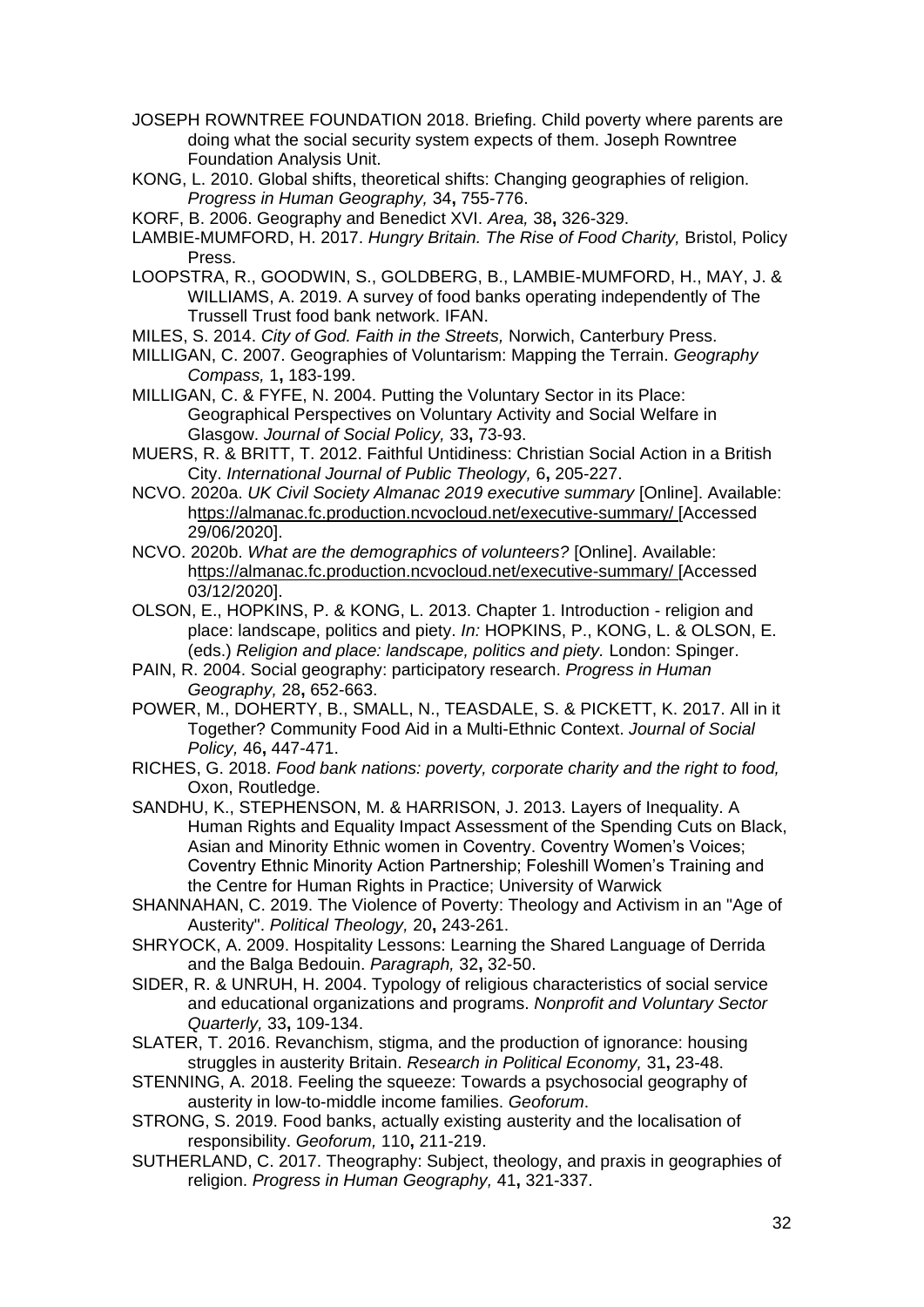JOSEPH ROWNTREE FOUNDATION 2018. Briefing. Child poverty where parents are doing what the social security system expects of them. Joseph Rowntree Foundation Analysis Unit.

KONG, L. 2010. Global shifts, theoretical shifts: Changing geographies of religion. *Progress in Human Geography,* 34**,** 755-776.

KORF, B. 2006. Geography and Benedict XVI. *Area,* 38**,** 326-329.

LAMBIE-MUMFORD, H. 2017. *Hungry Britain. The Rise of Food Charity,* Bristol, Policy Press.

LOOPSTRA, R., GOODWIN, S., GOLDBERG, B., LAMBIE-MUMFORD, H., MAY, J. & WILLIAMS, A. 2019. A survey of food banks operating independently of The Trussell Trust food bank network. IFAN.

MILES, S. 2014. *City of God. Faith in the Streets,* Norwich, Canterbury Press.

MILLIGAN, C. 2007. Geographies of Voluntarism: Mapping the Terrain. *Geography Compass,* 1**,** 183-199.

MILLIGAN, C. & FYFE, N. 2004. Putting the Voluntary Sector in its Place: Geographical Perspectives on Voluntary Activity and Social Welfare in Glasgow. *Journal of Social Policy,* 33**,** 73-93.

MUERS, R. & BRITT, T. 2012. Faithful Untidiness: Christian Social Action in a British City. *International Journal of Public Theology,* 6**,** 205-227.

NCVO. 2020a. *UK Civil Society Almanac 2019 executive summary* [Online]. Available: https://almanac.fc.production.ncvocloud.net/executive-summary/ [Accessed 29/06/2020].

NCVO. 2020b. *What are the demographics of volunteers?* [Online]. Available: https://almanac.fc.production.ncvocloud.net/executive-summary/ [Accessed 03/12/2020].

OLSON, E., HOPKINS, P. & KONG, L. 2013. Chapter 1. Introduction - religion and place: landscape, politics and piety. *In:* HOPKINS, P., KONG, L. & OLSON, E. (eds.) *Religion and place: landscape, politics and piety.* London: Spinger.

PAIN, R. 2004. Social geography: participatory research. *Progress in Human Geography,* 28**,** 652-663.

POWER, M., DOHERTY, B., SMALL, N., TEASDALE, S. & PICKETT, K. 2017. All in it Together? Community Food Aid in a Multi-Ethnic Context. *Journal of Social Policy,* 46**,** 447-471.

RICHES, G. 2018. *Food bank nations: poverty, corporate charity and the right to food,* Oxon, Routledge.

SANDHU, K., STEPHENSON, M. & HARRISON, J. 2013. Layers of Inequality. A Human Rights and Equality Impact Assessment of the Spending Cuts on Black, Asian and Minority Ethnic women in Coventry. Coventry Women's Voices; Coventry Ethnic Minority Action Partnership; Foleshill Women's Training and the Centre for Human Rights in Practice; University of Warwick

SHANNAHAN, C. 2019. The Violence of Poverty: Theology and Activism in an "Age of Austerity". *Political Theology,* 20**,** 243-261.

SHRYOCK, A. 2009. Hospitality Lessons: Learning the Shared Language of Derrida and the Balga Bedouin. *Paragraph,* 32**,** 32-50.

SIDER, R. & UNRUH, H. 2004. Typology of religious characteristics of social service and educational organizations and programs. *Nonprofit and Voluntary Sector Quarterly,* 33**,** 109-134.

SLATER, T. 2016. Revanchism, stigma, and the production of ignorance: housing struggles in austerity Britain. *Research in Political Economy,* 31**,** 23-48.

STENNING, A. 2018. Feeling the squeeze: Towards a psychosocial geography of austerity in low-to-middle income families. *Geoforum*.

STRONG, S. 2019. Food banks, actually existing austerity and the localisation of responsibility. *Geoforum,* 110**,** 211-219.

SUTHERLAND, C. 2017. Theography: Subject, theology, and praxis in geographies of religion. *Progress in Human Geography,* 41**,** 321-337.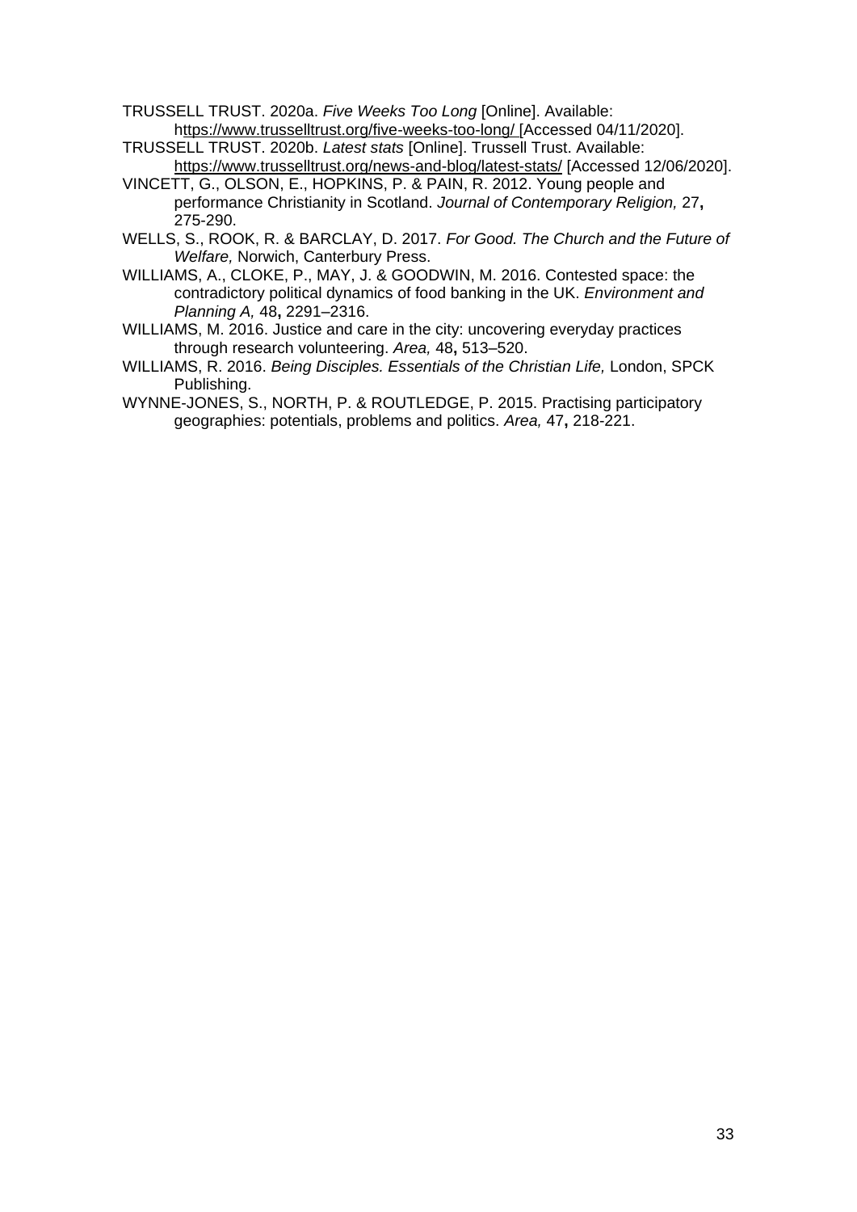TRUSSELL TRUST. 2020a. *Five Weeks Too Long* [Online]. Available: https://www.trusselltrust.org/five-weeks-too-long/ [Accessed 04/11/2020].

TRUSSELL TRUST. 2020b. *Latest stats* [Online]. Trussell Trust. Available: https://www.trusselltrust.org/news-and-blog/latest-stats/ [Accessed 12/06/2020].

VINCETT, G., OLSON, E., HOPKINS, P. & PAIN, R. 2012. Young people and performance Christianity in Scotland. *Journal of Contemporary Religion,* 27**,** 275-290.

WELLS, S., ROOK, R. & BARCLAY, D. 2017. *For Good. The Church and the Future of Welfare,* Norwich, Canterbury Press.

WILLIAMS, A., CLOKE, P., MAY, J. & GOODWIN, M. 2016. Contested space: the contradictory political dynamics of food banking in the UK. *Environment and Planning A,* 48**,** 2291–2316.

WILLIAMS, M. 2016. Justice and care in the city: uncovering everyday practices through research volunteering. *Area,* 48**,** 513–520.

WILLIAMS, R. 2016. *Being Disciples. Essentials of the Christian Life,* London, SPCK Publishing.

WYNNE-JONES, S., NORTH, P. & ROUTLEDGE, P. 2015. Practising participatory geographies: potentials, problems and politics. *Area,* 47**,** 218-221.